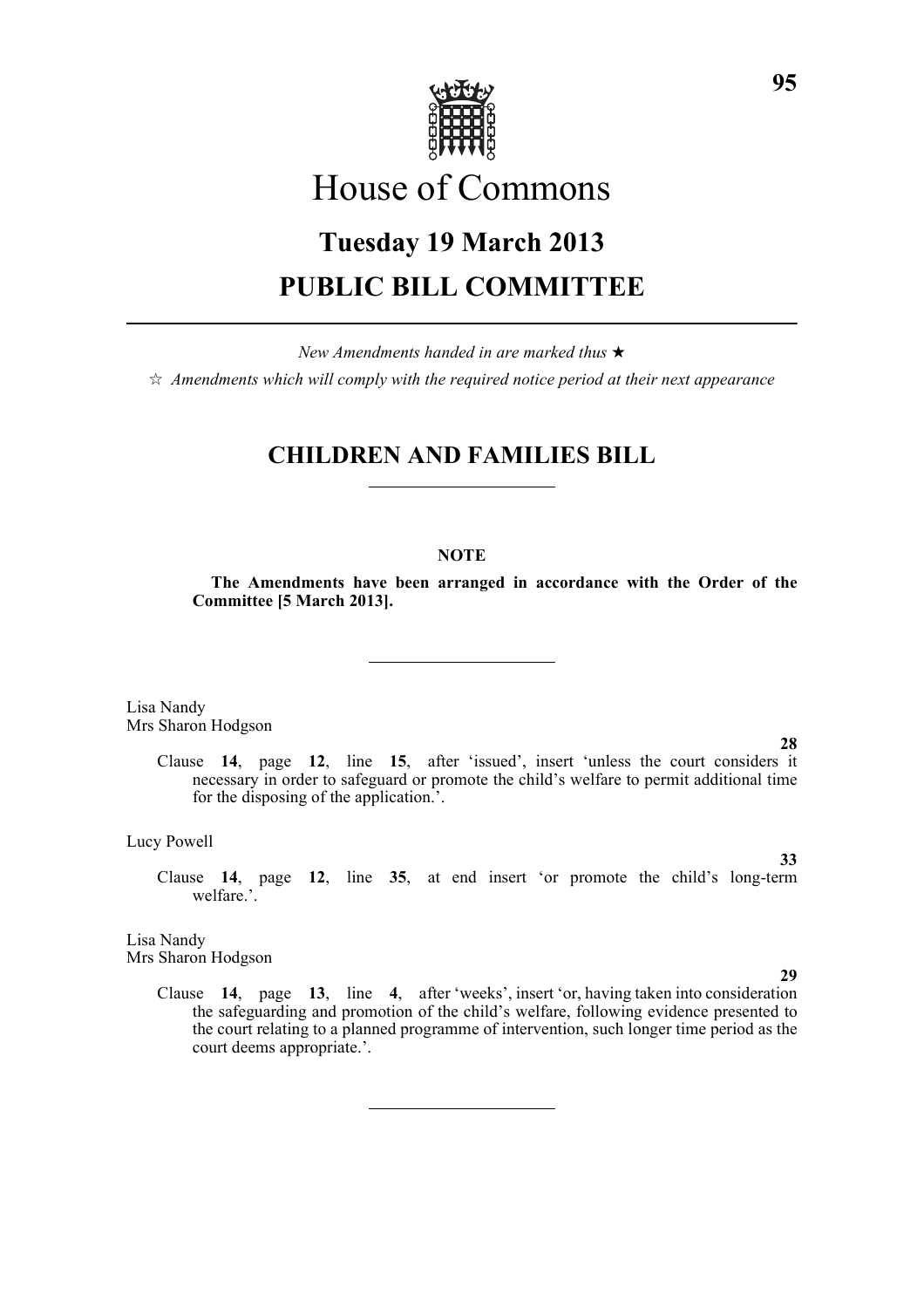# House of Commons

## Tuesday 19 March 2013

## PUBLIC BILL COMMITTEE

*New Amendments handed in are marked thus* ★

☆ *Amendments which will comply with the required notice period at their next appearance*

## CHILDREN AND FAMILIES BILL

**NOTE**

**The Amendments have been arranged in accordance with the Order of the Committee [5 March 2013].**

Lisa Nandy
Mrs Sharon Hodgson

**28**

Clause **14**, page **12**, line **15**, after 'issued', insert 'unless the court considers it necessary in order to safeguard or promote the child's welfare to permit additional time for the disposing of the application.'.

Lucy Powell

**33**

Clause **14**, page **12**, line **35**, at end insert 'or promote the child's long-term welfare.'.

Lisa Nandy
Mrs Sharon Hodgson

**29**

Clause **14**, page **13**, line **4**, after 'weeks', insert 'or, having taken into consideration the safeguarding and promotion of the child's welfare, following evidence presented to the court relating to a planned programme of intervention, such longer time period as the court deems appropriate.'.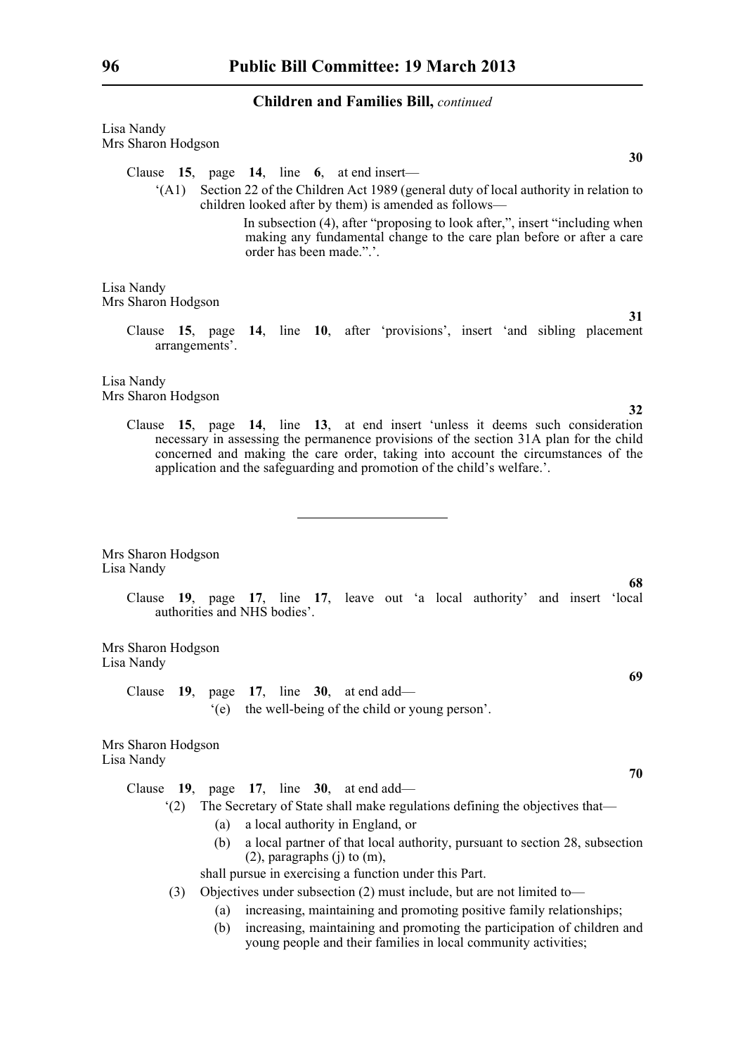Lisa Nandy
Mrs Sharon Hodgson

**30**

Clause **15**, page **14**, line **6**, at end insert—

'(A1) Section 22 of the Children Act 1989 (general duty of local authority in relation to children looked after by them) is amended as follows—

In subsection (4), after "proposing to look after,", insert "including when making any fundamental change to the care plan before or after a care order has been made.".'.

Lisa Nandy
Mrs Sharon Hodgson

**31**

Clause **15**, page **14**, line **10**, after 'provisions', insert 'and sibling placement arrangements'.

Lisa Nandy
Mrs Sharon Hodgson

**32**

Clause **15**, page **14**, line **13**, at end insert 'unless it deems such consideration necessary in assessing the permanence provisions of the section 31A plan for the child concerned and making the care order, taking into account the circumstances of the application and the safeguarding and promotion of the child's welfare.'.

---

Mrs Sharon Hodgson
Lisa Nandy

**68**

Clause **19**, page **17**, line **17**, leave out 'a local authority' and insert 'local authorities and NHS bodies'.

Mrs Sharon Hodgson
Lisa Nandy

**69**

Clause **19**, page **17**, line **30**, at end add—

'(e) the well-being of the child or young person'.

Mrs Sharon Hodgson
Lisa Nandy

**70**

Clause **19**, page **17**, line **30**, at end add—

'(2) The Secretary of State shall make regulations defining the objectives that—

(a) a local authority in England, or

(b) a local partner of that local authority, pursuant to section 28, subsection (2), paragraphs (j) to (m),

shall pursue in exercising a function under this Part.

(3) Objectives under subsection (2) must include, but are not limited to—

(a) increasing, maintaining and promoting positive family relationships;

(b) increasing, maintaining and promoting the participation of children and young people and their families in local community activities;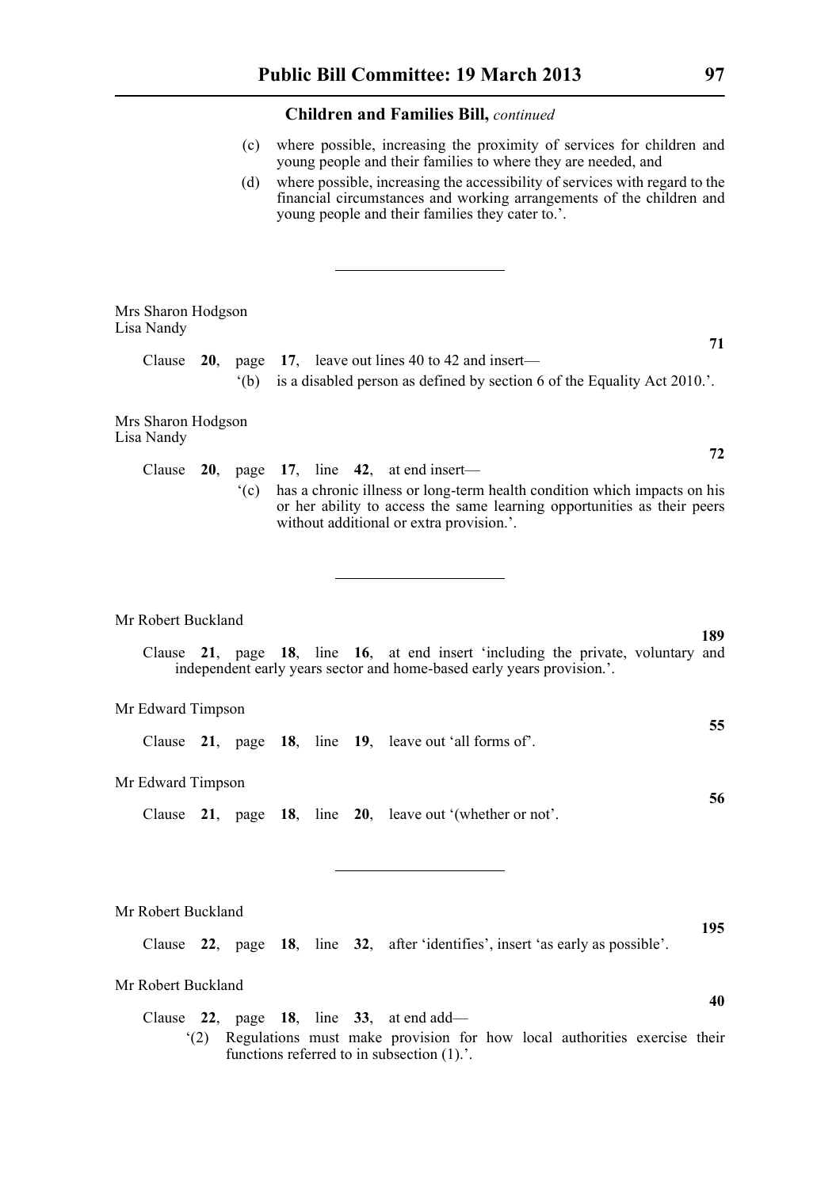## Children and Families Bill, *continued*

(c) where possible, increasing the proximity of services for children and young people and their families to where they are needed, and

(d) where possible, increasing the accessibility of services with regard to the financial circumstances and working arrangements of the children and young people and their families they cater to.'.

---

Mrs Sharon Hodgson
Lisa Nandy

**71**

Clause **20**, page **17**, leave out lines 40 to 42 and insert—

'(b) is a disabled person as defined by section 6 of the Equality Act 2010.'.

Mrs Sharon Hodgson
Lisa Nandy

**72**

Clause **20**, page **17**, line **42**, at end insert—

'(c) has a chronic illness or long-term health condition which impacts on his or her ability to access the same learning opportunities as their peers without additional or extra provision.'.

---

Mr Robert Buckland

**189**

Clause **21**, page **18**, line **16**, at end insert 'including the private, voluntary and independent early years sector and home-based early years provision.'.

Mr Edward Timpson

**55**

Clause **21**, page **18**, line **19**, leave out 'all forms of'.

Mr Edward Timpson

**56**

Clause **21**, page **18**, line **20**, leave out '(whether or not'.

---

Mr Robert Buckland

**195**

Clause **22**, page **18**, line **32**, after 'identifies', insert 'as early as possible'.

Mr Robert Buckland

**40**

Clause **22**, page **18**, line **33**, at end add—

'(2) Regulations must make provision for how local authorities exercise their functions referred to in subsection (1).'.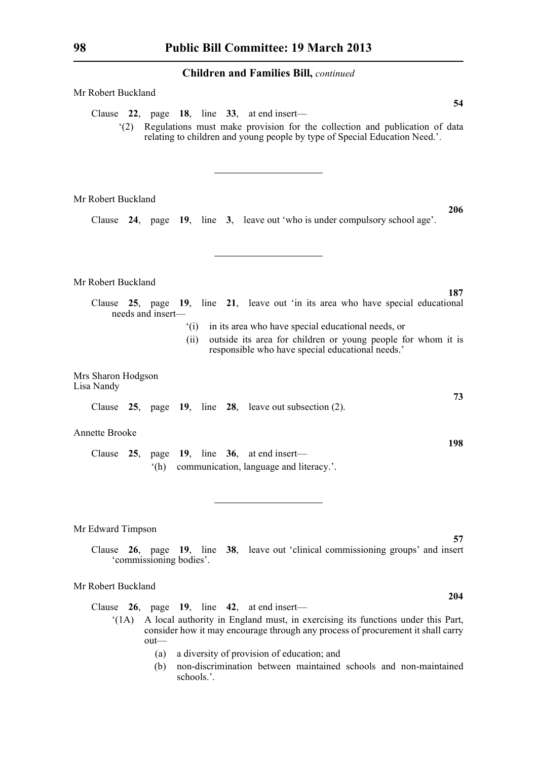**Children and Families Bill,** *continued*

Mr Robert Buckland

**54**

Clause **22**, page **18**, line **33**, at end insert—

'(2) Regulations must make provision for the collection and publication of data relating to children and young people by type of Special Education Need.'.

---

Mr Robert Buckland

**206**

Clause **24**, page **19**, line **3**, leave out 'who is under compulsory school age'.

---

Mr Robert Buckland

**187**

Clause **25**, page **19**, line **21**, leave out 'in its area who have special educational needs and insert—

'(i) in its area who have special educational needs, or

(ii) outside its area for children or young people for whom it is responsible who have special educational needs.'

Mrs Sharon Hodgson
Lisa Nandy

**73**

Clause **25**, page **19**, line **28**, leave out subsection (2).

Annette Brooke

**198**

Clause **25**, page **19**, line **36**, at end insert—

'(h) communication, language and literacy.'.

---

Mr Edward Timpson

**57**

Clause **26**, page **19**, line **38**, leave out 'clinical commissioning groups' and insert 'commissioning bodies'.

Mr Robert Buckland

**204**

Clause **26**, page **19**, line **42**, at end insert—

'(1A) A local authority in England must, in exercising its functions under this Part, consider how it may encourage through any process of procurement it shall carry out—

(a) a diversity of provision of education; and

(b) non-discrimination between maintained schools and non-maintained schools.'.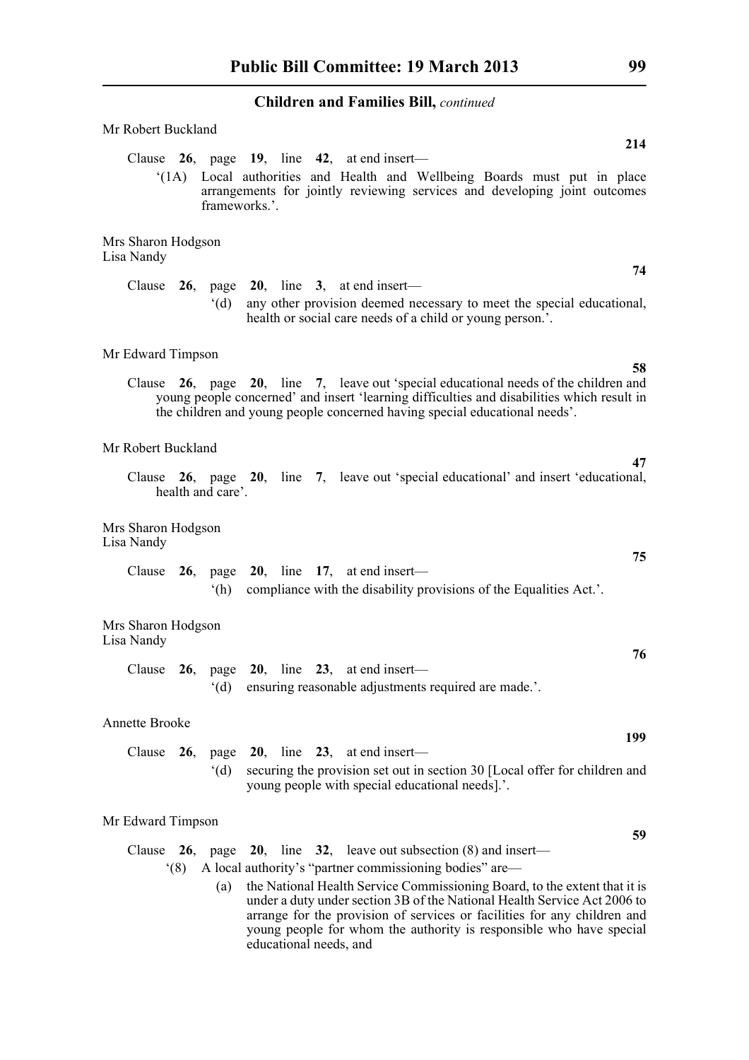## Children and Families Bill, *continued*

Mr Robert Buckland

**214**

Clause **26**, page **19**, line **42**, at end insert—

'(1A) Local authorities and Health and Wellbeing Boards must put in place arrangements for jointly reviewing services and developing joint outcomes frameworks.'.

Mrs Sharon Hodgson
Lisa Nandy

**74**

Clause **26**, page **20**, line **3**, at end insert—

'(d) any other provision deemed necessary to meet the special educational, health or social care needs of a child or young person.'.

Mr Edward Timpson

**58**

Clause **26**, page **20**, line **7**, leave out 'special educational needs of the children and young people concerned' and insert 'learning difficulties and disabilities which result in the children and young people concerned having special educational needs'.

Mr Robert Buckland

**47**

Clause **26**, page **20**, line **7**, leave out 'special educational' and insert 'educational, health and care'.

Mrs Sharon Hodgson
Lisa Nandy

**75**

Clause **26**, page **20**, line **17**, at end insert—

'(h) compliance with the disability provisions of the Equalities Act.'.

Mrs Sharon Hodgson
Lisa Nandy

**76**

Clause **26**, page **20**, line **23**, at end insert—

'(d) ensuring reasonable adjustments required are made.'.

Annette Brooke

**199**

Clause **26**, page **20**, line **23**, at end insert—

'(d) securing the provision set out in section 30 [Local offer for children and young people with special educational needs].'.

Mr Edward Timpson

**59**

Clause **26**, page **20**, line **32**, leave out subsection (8) and insert—

'(8) A local authority's "partner commissioning bodies" are—

(a) the National Health Service Commissioning Board, to the extent that it is under a duty under section 3B of the National Health Service Act 2006 to arrange for the provision of services or facilities for any children and young people for whom the authority is responsible who have special educational needs, and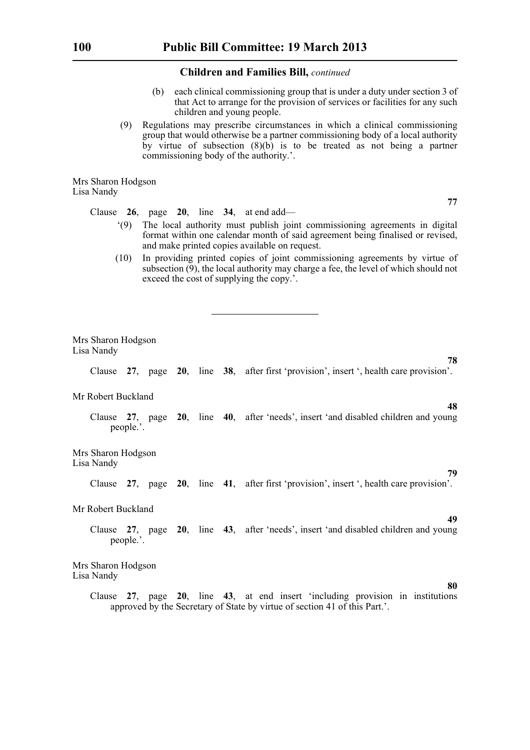**Children and Families Bill,** *continued*

(b) each clinical commissioning group that is under a duty under section 3 of that Act to arrange for the provision of services or facilities for any such children and young people.

(9) Regulations may prescribe circumstances in which a clinical commissioning group that would otherwise be a partner commissioning body of a local authority by virtue of subsection (8)(b) is to be treated as not being a partner commissioning body of the authority.'.

Mrs Sharon Hodgson
Lisa Nandy

**77**

Clause **26**, page **20**, line **34**, at end add—

'(9) The local authority must publish joint commissioning agreements in digital format within one calendar month of said agreement being finalised or revised, and make printed copies available on request.

(10) In providing printed copies of joint commissioning agreements by virtue of subsection (9), the local authority may charge a fee, the level of which should not exceed the cost of supplying the copy.'.

---

Mrs Sharon Hodgson
Lisa Nandy

**78**

Clause **27**, page **20**, line **38**, after first 'provision', insert ', health care provision'.

Mr Robert Buckland

**48**

Clause **27**, page **20**, line **40**, after 'needs', insert 'and disabled children and young people.'.

Mrs Sharon Hodgson
Lisa Nandy

**79**

Clause **27**, page **20**, line **41**, after first 'provision', insert ', health care provision'.

Mr Robert Buckland

**49**

Clause **27**, page **20**, line **43**, after 'needs', insert 'and disabled children and young people.'.

Mrs Sharon Hodgson
Lisa Nandy

**80**

Clause **27**, page **20**, line **43**, at end insert 'including provision in institutions approved by the Secretary of State by virtue of section 41 of this Part.'.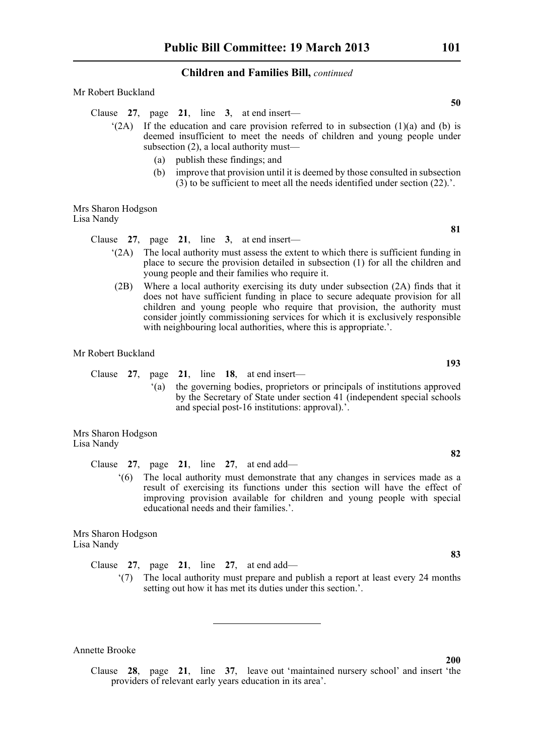## Children and Families Bill, *continued*

Mr Robert Buckland

**50**

Clause **27**, page **21**, line **3**, at end insert—

'(2A) If the education and care provision referred to in subsection (1)(a) and (b) is deemed insufficient to meet the needs of children and young people under subsection (2), a local authority must—

(a) publish these findings; and

(b) improve that provision until it is deemed by those consulted in subsection (3) to be sufficient to meet all the needs identified under section (22).'.

Mrs Sharon Hodgson
Lisa Nandy

**81**

Clause **27**, page **21**, line **3**, at end insert—

'(2A) The local authority must assess the extent to which there is sufficient funding in place to secure the provision detailed in subsection (1) for all the children and young people and their families who require it.

(2B) Where a local authority exercising its duty under subsection (2A) finds that it does not have sufficient funding in place to secure adequate provision for all children and young people who require that provision, the authority must consider jointly commissioning services for which it is exclusively responsible with neighbouring local authorities, where this is appropriate.'.

Mr Robert Buckland

**193**

Clause **27**, page **21**, line **18**, at end insert—

'(a) the governing bodies, proprietors or principals of institutions approved by the Secretary of State under section 41 (independent special schools and special post-16 institutions: approval).'.

Mrs Sharon Hodgson
Lisa Nandy

**82**

Clause **27**, page **21**, line **27**, at end add—

'(6) The local authority must demonstrate that any changes in services made as a result of exercising its functions under this section will have the effect of improving provision available for children and young people with special educational needs and their families.'.

Mrs Sharon Hodgson
Lisa Nandy

**83**

Clause **27**, page **21**, line **27**, at end add—

'(7) The local authority must prepare and publish a report at least every 24 months setting out how it has met its duties under this section.'.

---

Annette Brooke

**200**

Clause **28**, page **21**, line **37**, leave out 'maintained nursery school' and insert 'the providers of relevant early years education in its area'.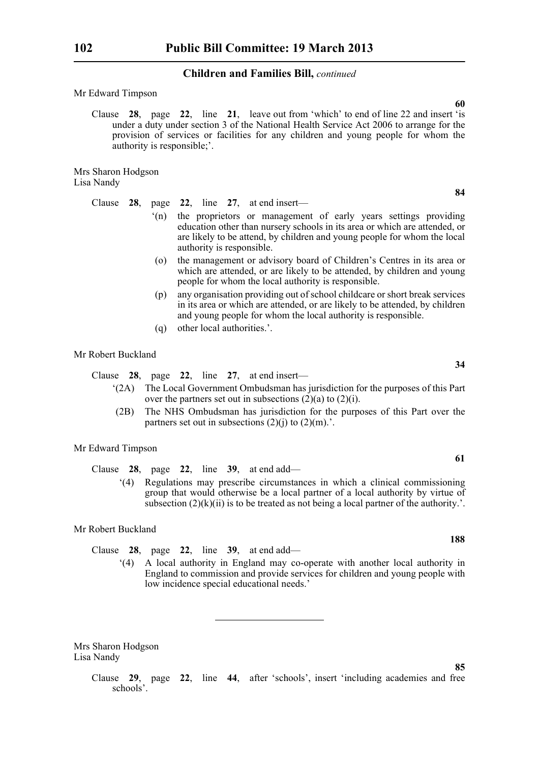**Children and Families Bill,** *continued*

Mr Edward Timpson

**60**

Clause **28**, page **22**, line **21**, leave out from 'which' to end of line 22 and insert 'is under a duty under section 3 of the National Health Service Act 2006 to arrange for the provision of services or facilities for any children and young people for whom the authority is responsible;'.

Mrs Sharon Hodgson
Lisa Nandy

**84**

Clause **28**, page **22**, line **27**, at end insert—

'(n) the proprietors or management of early years settings providing education other than nursery schools in its area or which are attended, or are likely to be attend, by children and young people for whom the local authority is responsible.

(o) the management or advisory board of Children's Centres in its area or which are attended, or are likely to be attended, by children and young people for whom the local authority is responsible.

(p) any organisation providing out of school childcare or short break services in its area or which are attended, or are likely to be attended, by children and young people for whom the local authority is responsible.

(q) other local authorities.'.

Mr Robert Buckland

**34**

Clause **28**, page **22**, line **27**, at end insert—

'(2A) The Local Government Ombudsman has jurisdiction for the purposes of this Part over the partners set out in subsections (2)(a) to (2)(i).

(2B) The NHS Ombudsman has jurisdiction for the purposes of this Part over the partners set out in subsections (2)(j) to (2)(m).'.

Mr Edward Timpson

**61**

Clause **28**, page **22**, line **39**, at end add—

'(4) Regulations may prescribe circumstances in which a clinical commissioning group that would otherwise be a local partner of a local authority by virtue of subsection (2)(k)(ii) is to be treated as not being a local partner of the authority.'.

Mr Robert Buckland

**188**

Clause **28**, page **22**, line **39**, at end add—

'(4) A local authority in England may co-operate with another local authority in England to commission and provide services for children and young people with low incidence special educational needs.'

---

Mrs Sharon Hodgson
Lisa Nandy

**85**

Clause **29**, page **22**, line **44**, after 'schools', insert 'including academies and free schools'.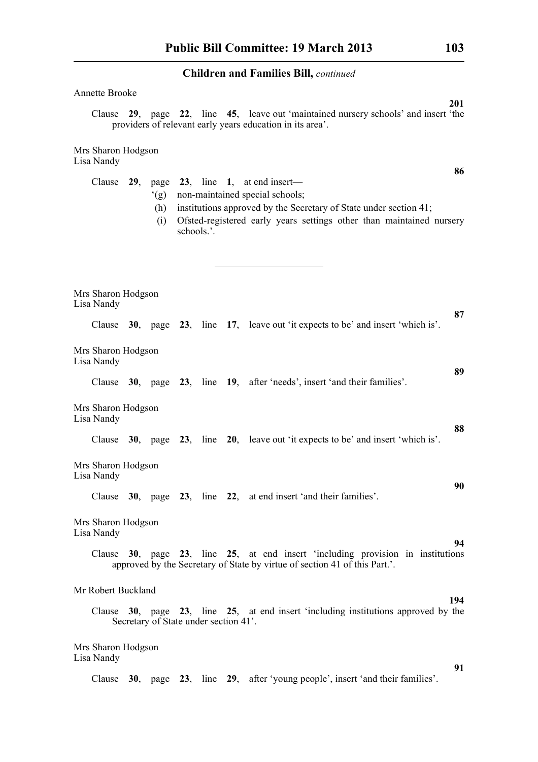## Children and Families Bill, *continued*

Annette Brooke

**201**

Clause **29**, page **22**, line **45**, leave out 'maintained nursery schools' and insert 'the providers of relevant early years education in its area'.

Mrs Sharon Hodgson
Lisa Nandy

**86**

Clause **29**, page **23**, line **1**, at end insert—

'(g) non-maintained special schools;

(h) institutions approved by the Secretary of State under section 41;

(i) Ofsted-registered early years settings other than maintained nursery schools.'.

---

Mrs Sharon Hodgson
Lisa Nandy

**87**

Clause **30**, page **23**, line **17**, leave out 'it expects to be' and insert 'which is'.

Mrs Sharon Hodgson
Lisa Nandy

**89**

Clause **30**, page **23**, line **19**, after 'needs', insert 'and their families'.

Mrs Sharon Hodgson
Lisa Nandy

**88**

Clause **30**, page **23**, line **20**, leave out 'it expects to be' and insert 'which is'.

Mrs Sharon Hodgson
Lisa Nandy

**90**

Clause **30**, page **23**, line **22**, at end insert 'and their families'.

Mrs Sharon Hodgson
Lisa Nandy

**94**

Clause **30**, page **23**, line **25**, at end insert 'including provision in institutions approved by the Secretary of State by virtue of section 41 of this Part.'.

Mr Robert Buckland

**194**

Clause **30**, page **23**, line **25**, at end insert 'including institutions approved by the Secretary of State under section 41'.

Mrs Sharon Hodgson
Lisa Nandy

**91**

Clause **30**, page **23**, line **29**, after 'young people', insert 'and their families'.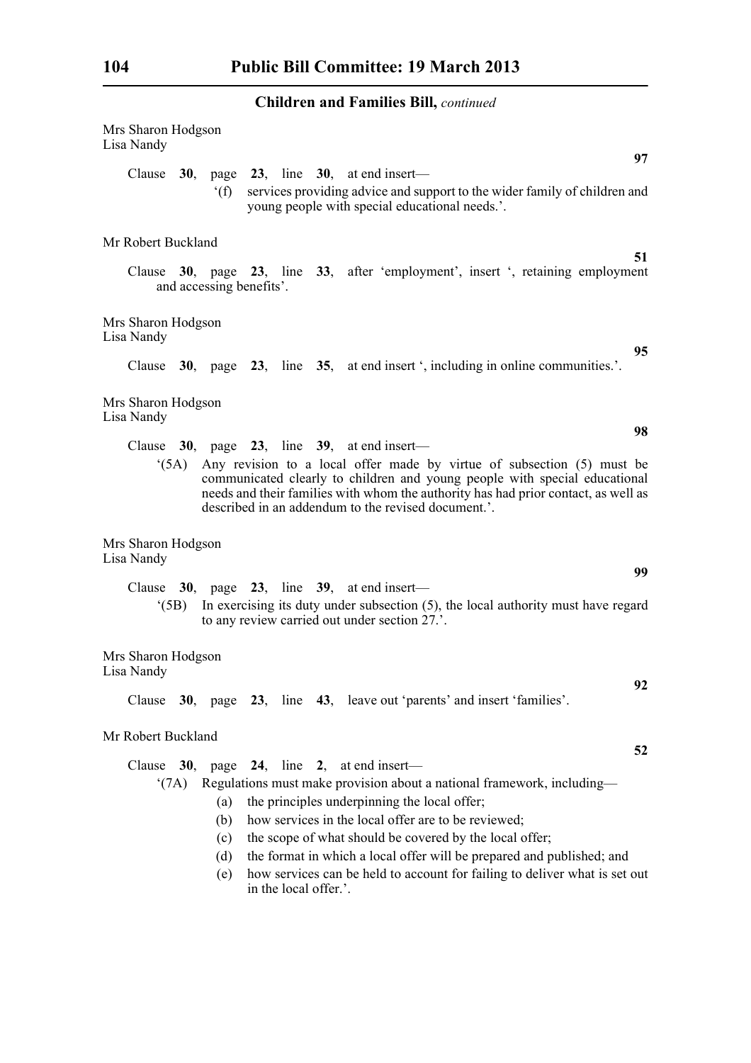Mrs Sharon Hodgson
Lisa Nandy

**97**

Clause **30**, page **23**, line **30**, at end insert—

‘(f) services providing advice and support to the wider family of children and young people with special educational needs.’.

Mr Robert Buckland

**51**

Clause **30**, page **23**, line **33**, after ‘employment’, insert ‘, retaining employment and accessing benefits’.

Mrs Sharon Hodgson
Lisa Nandy

**95**

Clause **30**, page **23**, line **35**, at end insert ‘, including in online communities.’.

Mrs Sharon Hodgson
Lisa Nandy

**98**

Clause **30**, page **23**, line **39**, at end insert—

‘(5A) Any revision to a local offer made by virtue of subsection (5) must be communicated clearly to children and young people with special educational needs and their families with whom the authority has had prior contact, as well as described in an addendum to the revised document.’.

Mrs Sharon Hodgson
Lisa Nandy

**99**

Clause **30**, page **23**, line **39**, at end insert—

‘(5B) In exercising its duty under subsection (5), the local authority must have regard to any review carried out under section 27.’.

Mrs Sharon Hodgson
Lisa Nandy

**92**

Clause **30**, page **23**, line **43**, leave out ‘parents’ and insert ‘families’.

Mr Robert Buckland

**52**

Clause **30**, page **24**, line **2**, at end insert—

‘(7A) Regulations must make provision about a national framework, including—

(a) the principles underpinning the local offer;

(b) how services in the local offer are to be reviewed;

(c) the scope of what should be covered by the local offer;

(d) the format in which a local offer will be prepared and published; and

(e) how services can be held to account for failing to deliver what is set out in the local offer.’.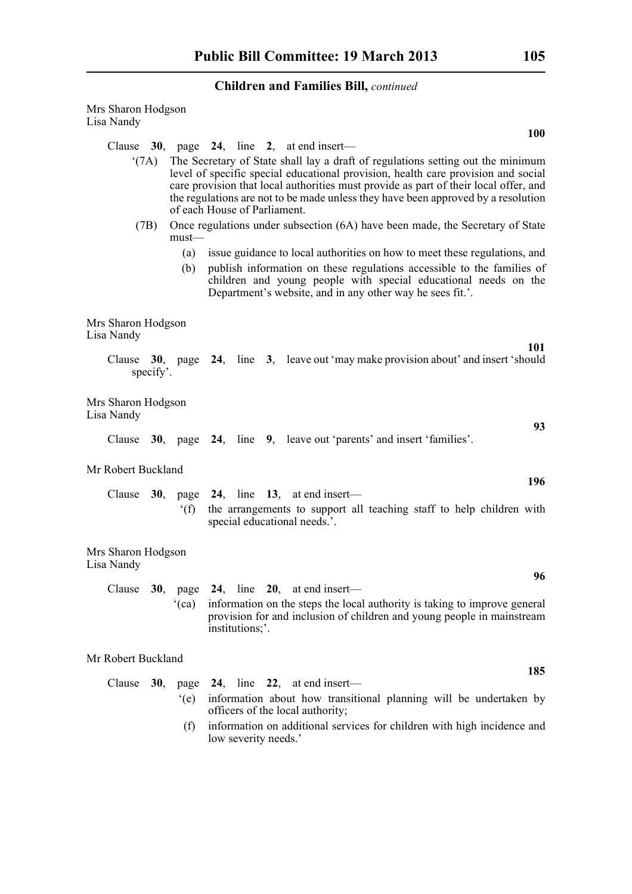Mrs Sharon Hodgson
Lisa Nandy

**100**

Clause **30**, page **24**, line **2**, at end insert—

'(7A) The Secretary of State shall lay a draft of regulations setting out the minimum level of specific special educational provision, health care provision and social care provision that local authorities must provide as part of their local offer, and the regulations are not to be made unless they have been approved by a resolution of each House of Parliament.

(7B) Once regulations under subsection (6A) have been made, the Secretary of State must—

(a) issue guidance to local authorities on how to meet these regulations, and

(b) publish information on these regulations accessible to the families of children and young people with special educational needs on the Department's website, and in any other way he sees fit.'.

Mrs Sharon Hodgson
Lisa Nandy

**101**

Clause **30**, page **24**, line **3**, leave out 'may make provision about' and insert 'should specify'.

Mrs Sharon Hodgson
Lisa Nandy

**93**

Clause **30**, page **24**, line **9**, leave out 'parents' and insert 'families'.

Mr Robert Buckland

**196**

Clause **30**, page **24**, line **13**, at end insert—

'(f) the arrangements to support all teaching staff to help children with special educational needs.'.

Mrs Sharon Hodgson
Lisa Nandy

**96**

Clause **30**, page **24**, line **20**, at end insert—

'(ca) information on the steps the local authority is taking to improve general provision for and inclusion of children and young people in mainstream institutions;'.

Mr Robert Buckland

**185**

Clause **30**, page **24**, line **22**, at end insert—

'(e) information about how transitional planning will be undertaken by officers of the local authority;

(f) information on additional services for children with high incidence and low severity needs.'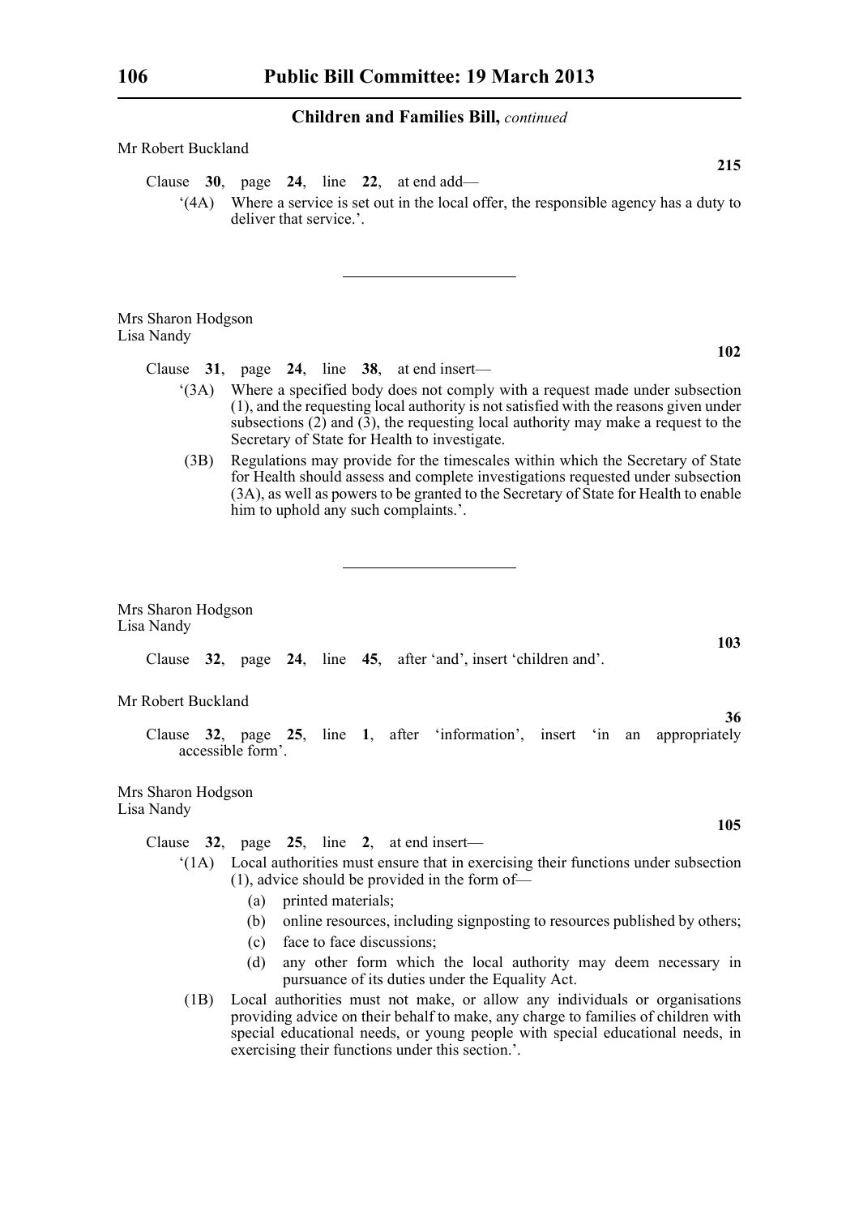**Children and Families Bill,** *continued*

Mr Robert Buckland

**215**

Clause **30**, page **24**, line **22**, at end add—

'(4A) Where a service is set out in the local offer, the responsible agency has a duty to deliver that service.'.

---

Mrs Sharon Hodgson
Lisa Nandy

**102**

Clause **31**, page **24**, line **38**, at end insert—

'(3A) Where a specified body does not comply with a request made under subsection (1), and the requesting local authority is not satisfied with the reasons given under subsections (2) and (3), the requesting local authority may make a request to the Secretary of State for Health to investigate.

(3B) Regulations may provide for the timescales within which the Secretary of State for Health should assess and complete investigations requested under subsection (3A), as well as powers to be granted to the Secretary of State for Health to enable him to uphold any such complaints.'.

---

Mrs Sharon Hodgson
Lisa Nandy

**103**

Clause **32**, page **24**, line **45**, after 'and', insert 'children and'.

Mr Robert Buckland

**36**

Clause **32**, page **25**, line **1**, after 'information', insert 'in an appropriately accessible form'.

Mrs Sharon Hodgson
Lisa Nandy

**105**

Clause **32**, page **25**, line **2**, at end insert—

'(1A) Local authorities must ensure that in exercising their functions under subsection (1), advice should be provided in the form of—

(a) printed materials;

(b) online resources, including signposting to resources published by others;

(c) face to face discussions;

(d) any other form which the local authority may deem necessary in pursuance of its duties under the Equality Act.

(1B) Local authorities must not make, or allow any individuals or organisations providing advice on their behalf to make, any charge to families of children with special educational needs, or young people with special educational needs, in exercising their functions under this section.'.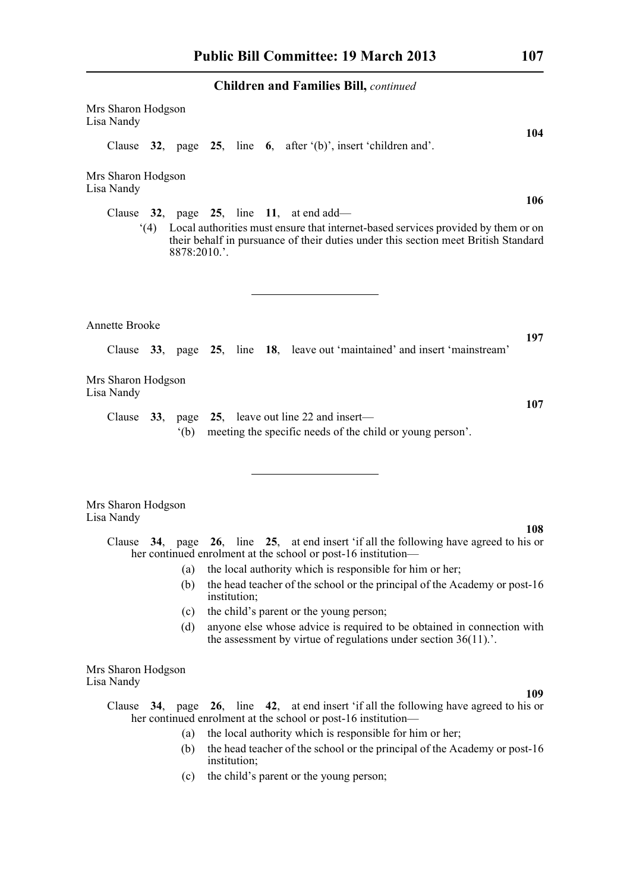**Children and Families Bill,** *continued*

Mrs Sharon Hodgson
Lisa Nandy

**104**

Clause **32**, page **25**, line **6**, after '(b)', insert 'children and'.

Mrs Sharon Hodgson
Lisa Nandy

**106**

Clause **32**, page **25**, line **11**, at end add—

'(4) Local authorities must ensure that internet-based services provided by them or on their behalf in pursuance of their duties under this section meet British Standard 8878:2010.'.

---

Annette Brooke

**197**

Clause **33**, page **25**, line **18**, leave out 'maintained' and insert 'mainstream'

Mrs Sharon Hodgson
Lisa Nandy

**107**

Clause **33**, page **25**, leave out line 22 and insert—

'(b) meeting the specific needs of the child or young person'.

---

Mrs Sharon Hodgson
Lisa Nandy

**108**

Clause **34**, page **26**, line **25**, at end insert 'if all the following have agreed to his or her continued enrolment at the school or post-16 institution—

(a) the local authority which is responsible for him or her;

(b) the head teacher of the school or the principal of the Academy or post-16 institution;

(c) the child's parent or the young person;

(d) anyone else whose advice is required to be obtained in connection with the assessment by virtue of regulations under section 36(11).'.

Mrs Sharon Hodgson
Lisa Nandy

**109**

Clause **34**, page **26**, line **42**, at end insert 'if all the following have agreed to his or her continued enrolment at the school or post-16 institution—

(a) the local authority which is responsible for him or her;

(b) the head teacher of the school or the principal of the Academy or post-16 institution;

(c) the child's parent or the young person;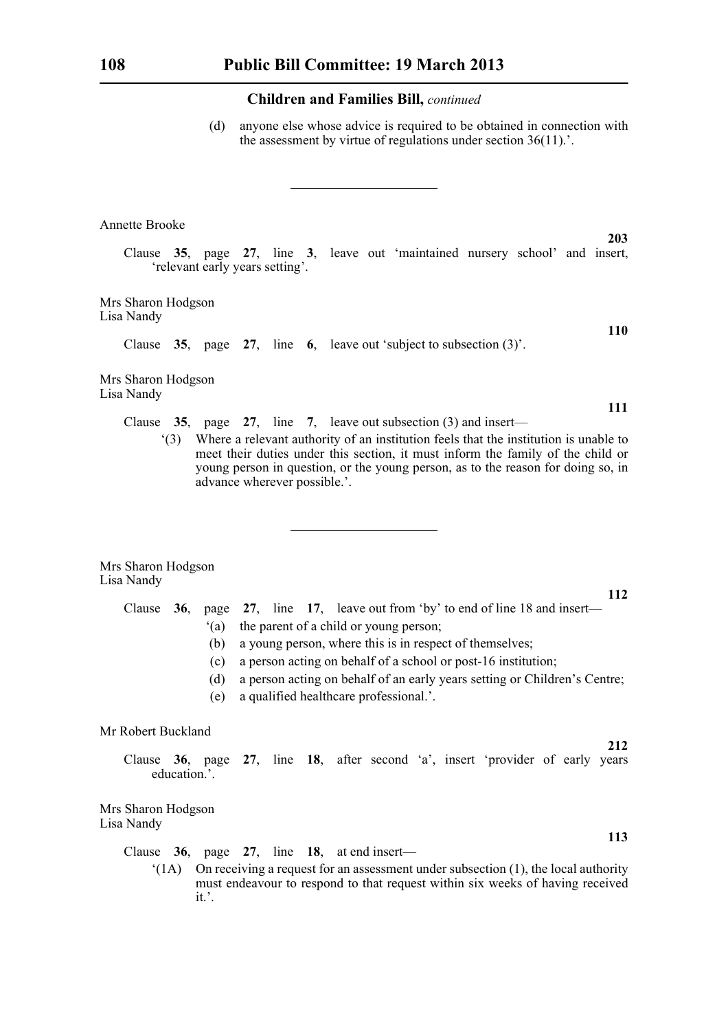(d) anyone else whose advice is required to be obtained in connection with the assessment by virtue of regulations under section 36(11).'.

---

Annette Brooke

**203**

Clause **35**, page **27**, line **3**, leave out 'maintained nursery school' and insert, 'relevant early years setting'.

Mrs Sharon Hodgson
Lisa Nandy

**110**

Clause **35**, page **27**, line **6**, leave out 'subject to subsection (3)'.

Mrs Sharon Hodgson
Lisa Nandy

**111**

Clause **35**, page **27**, line **7**, leave out subsection (3) and insert—

'(3) Where a relevant authority of an institution feels that the institution is unable to meet their duties under this section, it must inform the family of the child or young person in question, or the young person, as to the reason for doing so, in advance wherever possible.'.

---

Mrs Sharon Hodgson
Lisa Nandy

**112**

Clause **36**, page **27**, line **17**, leave out from 'by' to end of line 18 and insert—

'(a) the parent of a child or young person;

(b) a young person, where this is in respect of themselves;

(c) a person acting on behalf of a school or post-16 institution;

(d) a person acting on behalf of an early years setting or Children's Centre;

(e) a qualified healthcare professional.'.

Mr Robert Buckland

**212**

Clause **36**, page **27**, line **18**, after second 'a', insert 'provider of early years education.'.

Mrs Sharon Hodgson
Lisa Nandy

**113**

Clause **36**, page **27**, line **18**, at end insert—

'(1A) On receiving a request for an assessment under subsection (1), the local authority must endeavour to respond to that request within six weeks of having received it.'.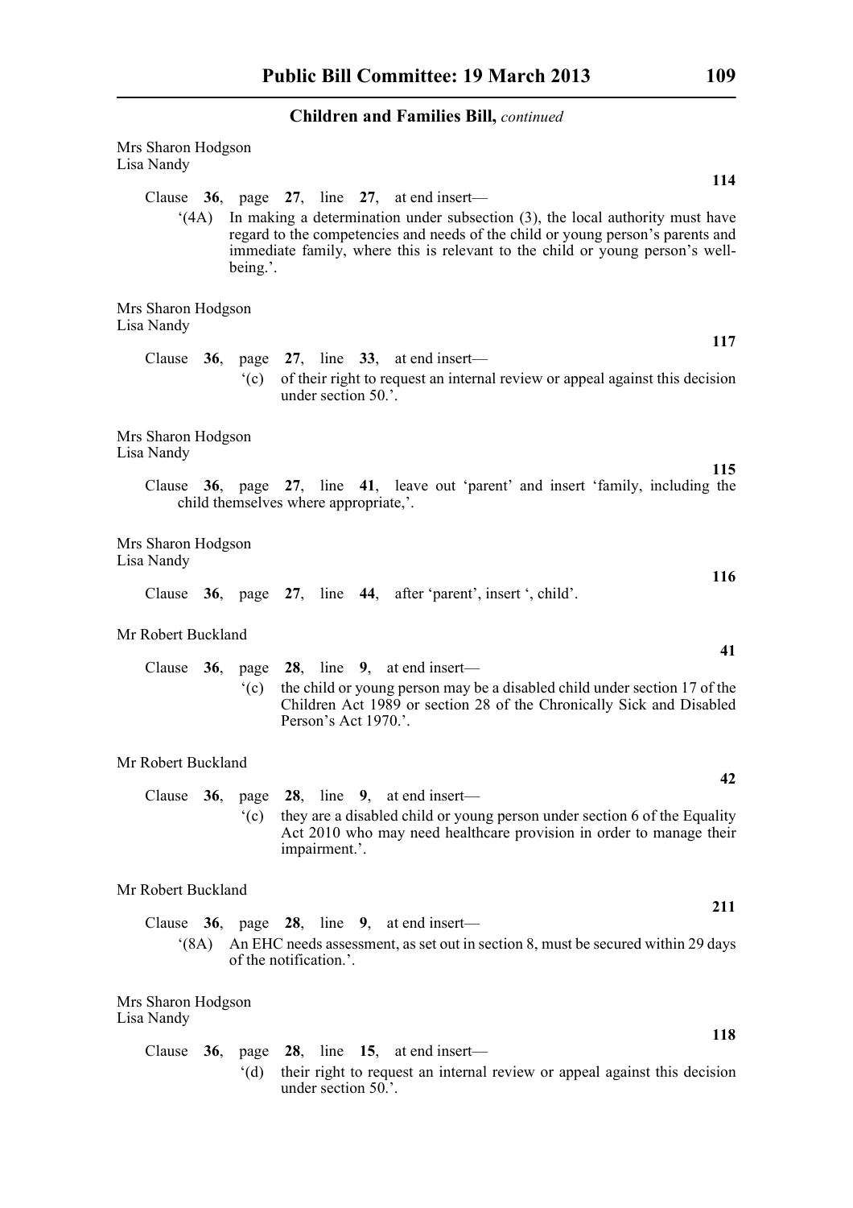Mrs Sharon Hodgson
Lisa Nandy

**114**

Clause **36**, page **27**, line **27**, at end insert—

'(4A) In making a determination under subsection (3), the local authority must have regard to the competencies and needs of the child or young person's parents and immediate family, where this is relevant to the child or young person's well-being.'.

Mrs Sharon Hodgson
Lisa Nandy

**117**

Clause **36**, page **27**, line **33**, at end insert—

'(c) of their right to request an internal review or appeal against this decision under section 50.'.

Mrs Sharon Hodgson
Lisa Nandy

**115**

Clause **36**, page **27**, line **41**, leave out 'parent' and insert 'family, including the child themselves where appropriate,'.

Mrs Sharon Hodgson
Lisa Nandy

**116**

Clause **36**, page **27**, line **44**, after 'parent', insert ', child'.

Mr Robert Buckland

**41**

Clause **36**, page **28**, line **9**, at end insert—

'(c) the child or young person may be a disabled child under section 17 of the Children Act 1989 or section 28 of the Chronically Sick and Disabled Person's Act 1970.'.

Mr Robert Buckland

**42**

Clause **36**, page **28**, line **9**, at end insert—

'(c) they are a disabled child or young person under section 6 of the Equality Act 2010 who may need healthcare provision in order to manage their impairment.'.

Mr Robert Buckland

**211**

Clause **36**, page **28**, line **9**, at end insert—

'(8A) An EHC needs assessment, as set out in section 8, must be secured within 29 days of the notification.'.

Mrs Sharon Hodgson
Lisa Nandy

**118**

Clause **36**, page **28**, line **15**, at end insert—

'(d) their right to request an internal review or appeal against this decision under section 50.'.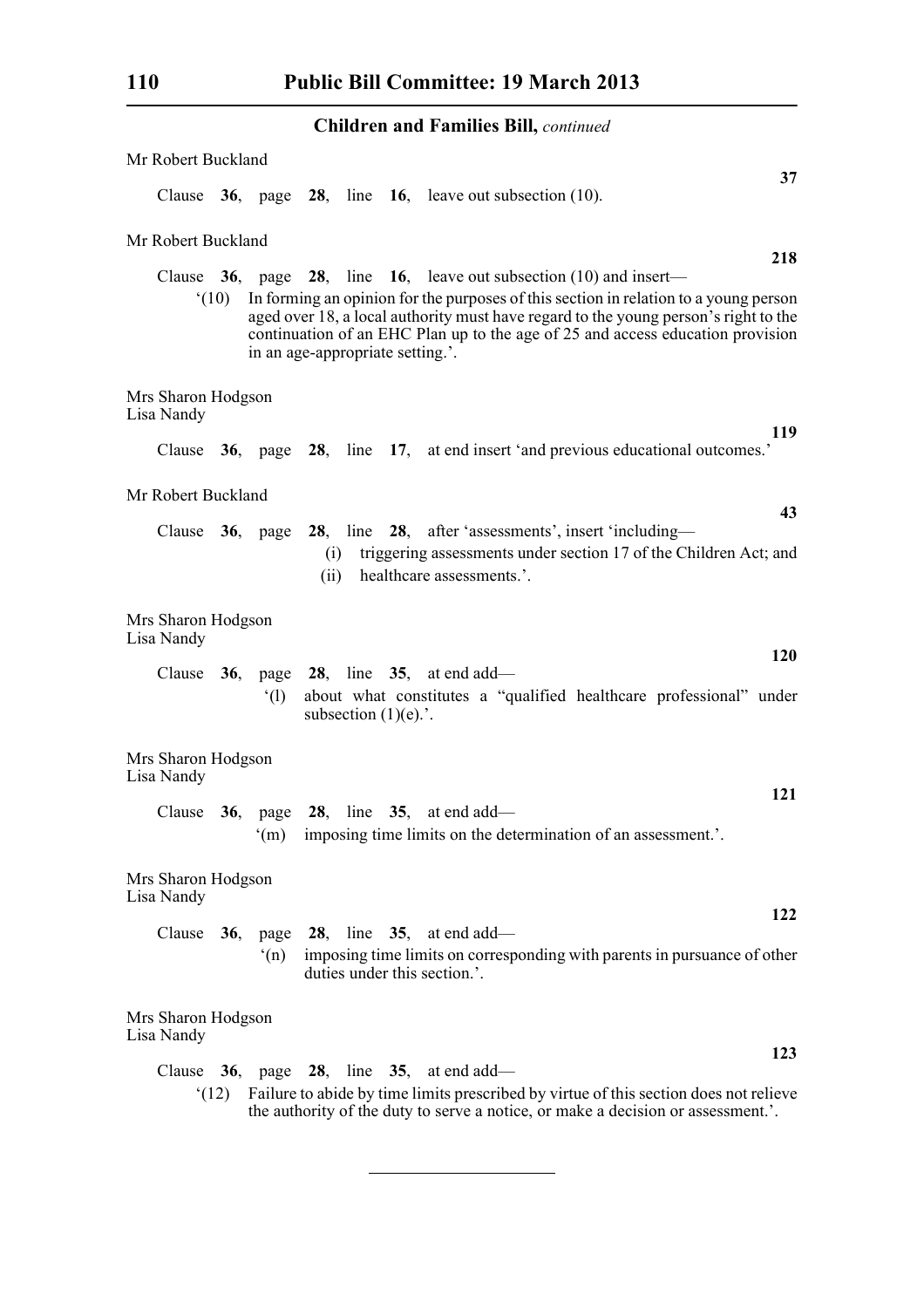**Children and Families Bill,** *continued*

Mr Robert Buckland

**37**

Clause **36**, page **28**, line **16**, leave out subsection (10).

Mr Robert Buckland

**218**

Clause **36**, page **28**, line **16**, leave out subsection (10) and insert—

'(10) In forming an opinion for the purposes of this section in relation to a young person aged over 18, a local authority must have regard to the young person's right to the continuation of an EHC Plan up to the age of 25 and access education provision in an age-appropriate setting.'.

Mrs Sharon Hodgson
Lisa Nandy

**119**

Clause **36**, page **28**, line **17**, at end insert 'and previous educational outcomes.'

Mr Robert Buckland

**43**

Clause **36**, page **28**, line **28**, after 'assessments', insert 'including—

(i) triggering assessments under section 17 of the Children Act; and

(ii) healthcare assessments.'.

Mrs Sharon Hodgson
Lisa Nandy

**120**

Clause **36**, page **28**, line **35**, at end add—

'(l) about what constitutes a "qualified healthcare professional" under subsection (1)(e).'.

Mrs Sharon Hodgson
Lisa Nandy

**121**

Clause **36**, page **28**, line **35**, at end add—

'(m) imposing time limits on the determination of an assessment.'.

Mrs Sharon Hodgson
Lisa Nandy

**122**

Clause **36**, page **28**, line **35**, at end add—

'(n) imposing time limits on corresponding with parents in pursuance of other duties under this section.'.

Mrs Sharon Hodgson
Lisa Nandy

**123**

Clause **36**, page **28**, line **35**, at end add—

'(12) Failure to abide by time limits prescribed by virtue of this section does not relieve the authority of the duty to serve a notice, or make a decision or assessment.'.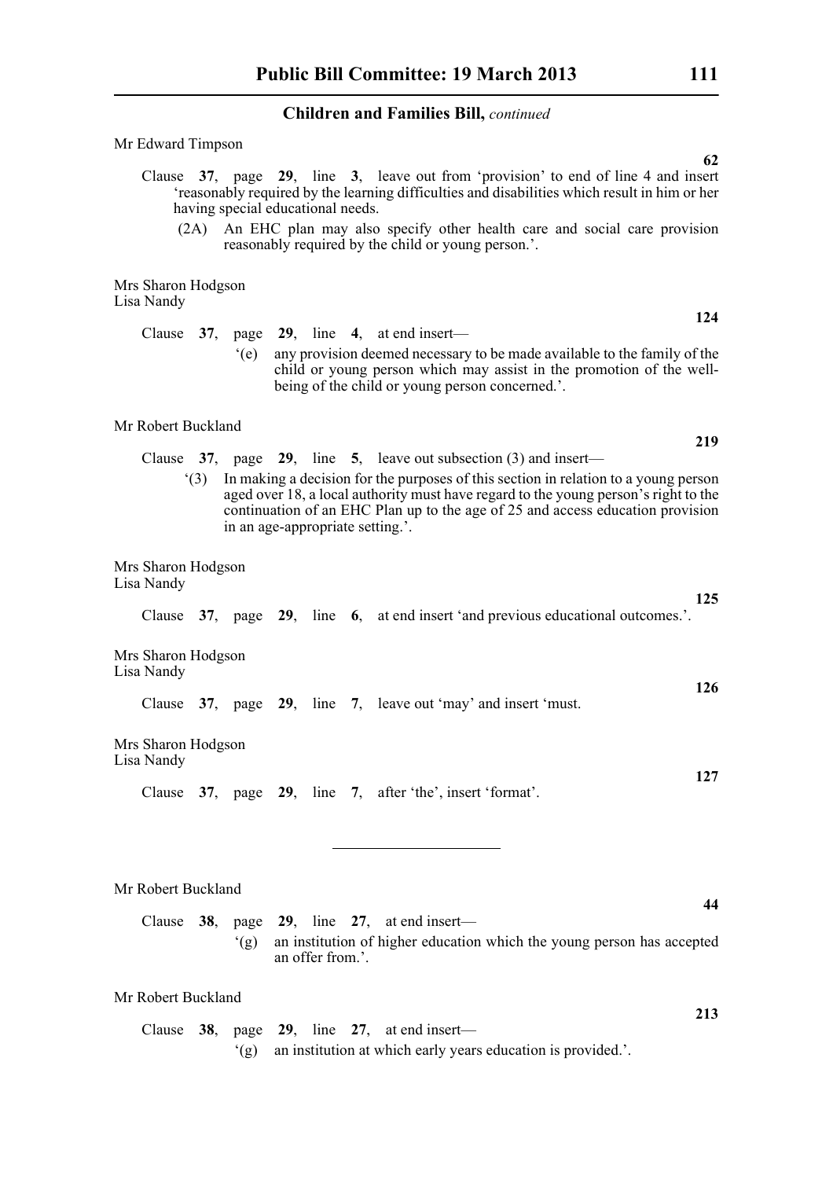**Children and Families Bill,** *continued*

Mr Edward Timpson

**62**

Clause **37**, page **29**, line **3**, leave out from 'provision' to end of line 4 and insert 'reasonably required by the learning difficulties and disabilities which result in him or her having special educational needs.

(2A) An EHC plan may also specify other health care and social care provision reasonably required by the child or young person.'.

Mrs Sharon Hodgson
Lisa Nandy

**124**

Clause **37**, page **29**, line **4**, at end insert—

'(e) any provision deemed necessary to be made available to the family of the child or young person which may assist in the promotion of the well-being of the child or young person concerned.'.

Mr Robert Buckland

**219**

Clause **37**, page **29**, line **5**, leave out subsection (3) and insert—

'(3) In making a decision for the purposes of this section in relation to a young person aged over 18, a local authority must have regard to the young person's right to the continuation of an EHC Plan up to the age of 25 and access education provision in an age-appropriate setting.'.

Mrs Sharon Hodgson
Lisa Nandy

**125**

Clause **37**, page **29**, line **6**, at end insert 'and previous educational outcomes.'.

Mrs Sharon Hodgson
Lisa Nandy

**126**

Clause **37**, page **29**, line **7**, leave out 'may' and insert 'must.

Mrs Sharon Hodgson
Lisa Nandy

**127**

Clause **37**, page **29**, line **7**, after 'the', insert 'format'.

---

Mr Robert Buckland

**44**

Clause **38**, page **29**, line **27**, at end insert—

'(g) an institution of higher education which the young person has accepted an offer from.'.

Mr Robert Buckland

**213**

Clause **38**, page **29**, line **27**, at end insert—

'(g) an institution at which early years education is provided.'.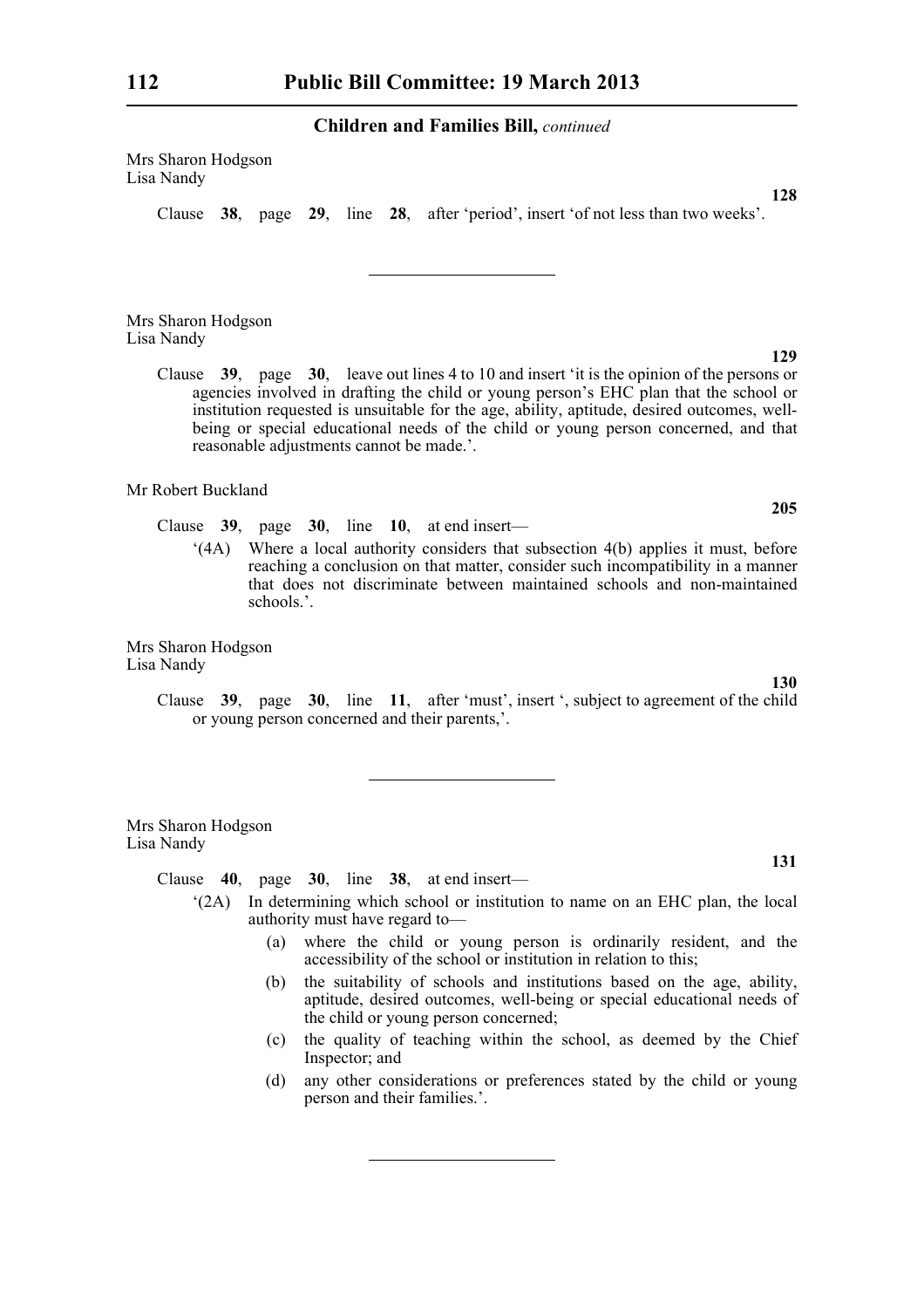Mrs Sharon Hodgson
Lisa Nandy

**128**

Clause **38**, page **29**, line **28**, after 'period', insert 'of not less than two weeks'.

---

Mrs Sharon Hodgson
Lisa Nandy

**129**

Clause **39**, page **30**, leave out lines 4 to 10 and insert 'it is the opinion of the persons or agencies involved in drafting the child or young person's EHC plan that the school or institution requested is unsuitable for the age, ability, aptitude, desired outcomes, well-being or special educational needs of the child or young person concerned, and that reasonable adjustments cannot be made.'.

Mr Robert Buckland

**205**

Clause **39**, page **30**, line **10**, at end insert—

'(4A) Where a local authority considers that subsection 4(b) applies it must, before reaching a conclusion on that matter, consider such incompatibility in a manner that does not discriminate between maintained schools and non-maintained schools.'.

Mrs Sharon Hodgson
Lisa Nandy

**130**

Clause **39**, page **30**, line **11**, after 'must', insert ', subject to agreement of the child or young person concerned and their parents,'.

---

Mrs Sharon Hodgson
Lisa Nandy

**131**

Clause **40**, page **30**, line **38**, at end insert—

'(2A) In determining which school or institution to name on an EHC plan, the local authority must have regard to—

(a) where the child or young person is ordinarily resident, and the accessibility of the school or institution in relation to this;

(b) the suitability of schools and institutions based on the age, ability, aptitude, desired outcomes, well-being or special educational needs of the child or young person concerned;

(c) the quality of teaching within the school, as deemed by the Chief Inspector; and

(d) any other considerations or preferences stated by the child or young person and their families.'.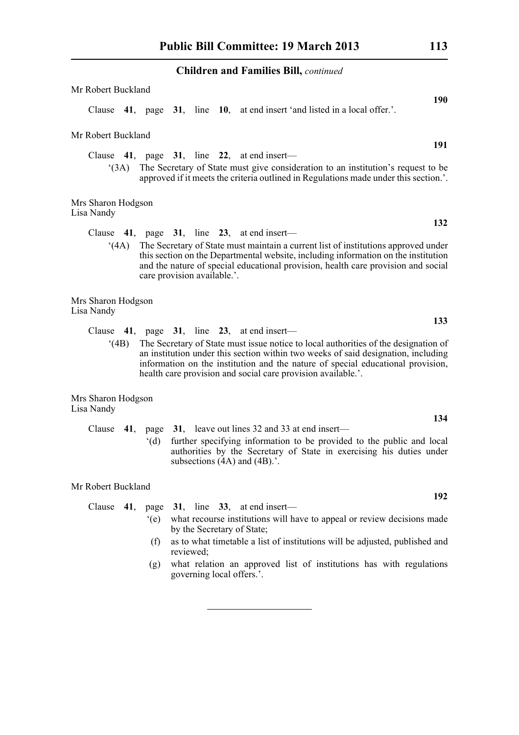**Children and Families Bill,** *continued*

Mr Robert Buckland

**190**

Clause **41**, page **31**, line **10**, at end insert 'and listed in a local offer.'.

Mr Robert Buckland

**191**

Clause **41**, page **31**, line **22**, at end insert—

'(3A) The Secretary of State must give consideration to an institution's request to be approved if it meets the criteria outlined in Regulations made under this section.'.

Mrs Sharon Hodgson
Lisa Nandy

**132**

Clause **41**, page **31**, line **23**, at end insert—

'(4A) The Secretary of State must maintain a current list of institutions approved under this section on the Departmental website, including information on the institution and the nature of special educational provision, health care provision and social care provision available.'.

Mrs Sharon Hodgson
Lisa Nandy

**133**

Clause **41**, page **31**, line **23**, at end insert—

'(4B) The Secretary of State must issue notice to local authorities of the designation of an institution under this section within two weeks of said designation, including information on the institution and the nature of special educational provision, health care provision and social care provision available.'.

Mrs Sharon Hodgson
Lisa Nandy

**134**

Clause **41**, page **31**, leave out lines 32 and 33 at end insert—

'(d) further specifying information to be provided to the public and local authorities by the Secretary of State in exercising his duties under subsections (4A) and (4B).'.

Mr Robert Buckland

**192**

Clause **41**, page **31**, line **33**, at end insert—

'(e) what recourse institutions will have to appeal or review decisions made by the Secretary of State;

(f) as to what timetable a list of institutions will be adjusted, published and reviewed;

(g) what relation an approved list of institutions has with regulations governing local offers.'.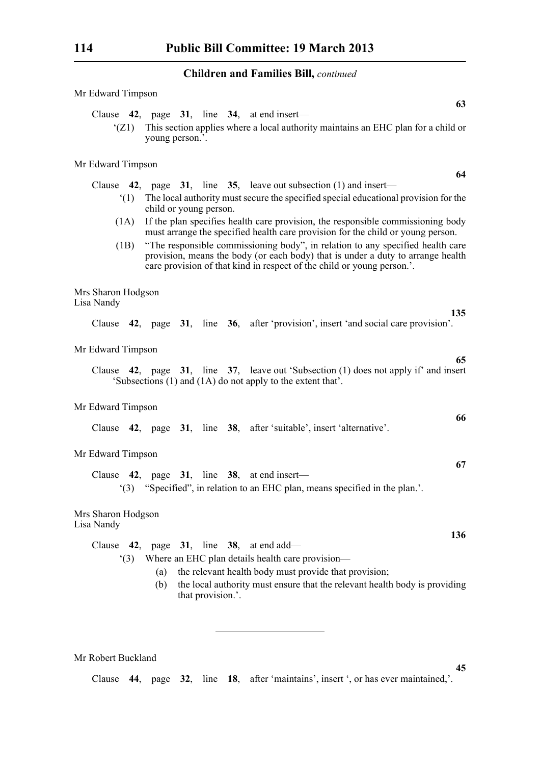**Children and Families Bill,** *continued*

Mr Edward Timpson

**63**

Clause **42**, page **31**, line **34**, at end insert—

'(Z1) This section applies where a local authority maintains an EHC plan for a child or young person.'.

Mr Edward Timpson

**64**

Clause **42**, page **31**, line **35**, leave out subsection (1) and insert—

'(1) The local authority must secure the specified special educational provision for the child or young person.

(1A) If the plan specifies health care provision, the responsible commissioning body must arrange the specified health care provision for the child or young person.

(1B) "The responsible commissioning body", in relation to any specified health care provision, means the body (or each body) that is under a duty to arrange health care provision of that kind in respect of the child or young person.'.

Mrs Sharon Hodgson
Lisa Nandy

**135**

Clause **42**, page **31**, line **36**, after 'provision', insert 'and social care provision'.

Mr Edward Timpson

**65**

Clause **42**, page **31**, line **37**, leave out 'Subsection (1) does not apply if' and insert 'Subsections (1) and (1A) do not apply to the extent that'.

Mr Edward Timpson

**66**

Clause **42**, page **31**, line **38**, after 'suitable', insert 'alternative'.

Mr Edward Timpson

**67**

Clause **42**, page **31**, line **38**, at end insert—

'(3) "Specified", in relation to an EHC plan, means specified in the plan.'.

Mrs Sharon Hodgson
Lisa Nandy

**136**

Clause **42**, page **31**, line **38**, at end add—

'(3) Where an EHC plan details health care provision—

(a) the relevant health body must provide that provision;

(b) the local authority must ensure that the relevant health body is providing that provision.'.

---

Mr Robert Buckland

**45**

Clause **44**, page **32**, line **18**, after 'maintains', insert ', or has ever maintained,'.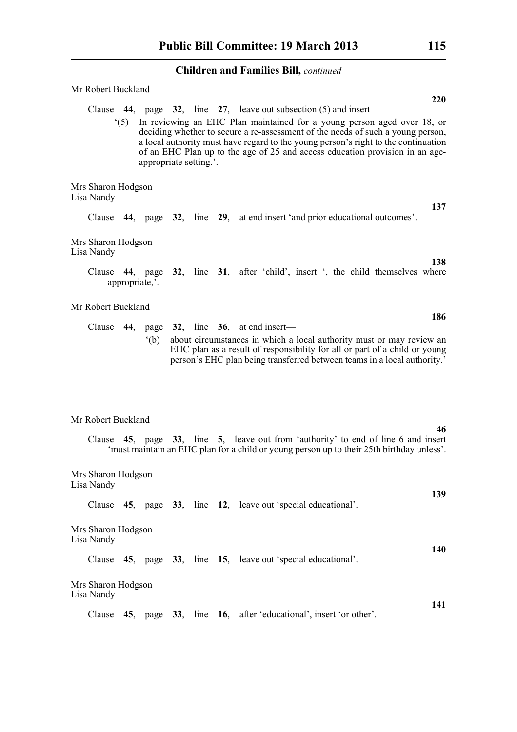Mr Robert Buckland

**220**

Clause **44**, page **32**, line **27**, leave out subsection (5) and insert—

'(5) In reviewing an EHC Plan maintained for a young person aged over 18, or deciding whether to secure a re-assessment of the needs of such a young person, a local authority must have regard to the young person's right to the continuation of an EHC Plan up to the age of 25 and access education provision in an age-appropriate setting.'.

Mrs Sharon Hodgson
Lisa Nandy

**137**

Clause **44**, page **32**, line **29**, at end insert 'and prior educational outcomes'.

Mrs Sharon Hodgson
Lisa Nandy

**138**

Clause **44**, page **32**, line **31**, after 'child', insert ', the child themselves where appropriate,'.

Mr Robert Buckland

**186**

Clause **44**, page **32**, line **36**, at end insert—

'(b) about circumstances in which a local authority must or may review an EHC plan as a result of responsibility for all or part of a child or young person's EHC plan being transferred between teams in a local authority.'

---

Mr Robert Buckland

**46**

Clause **45**, page **33**, line **5**, leave out from 'authority' to end of line 6 and insert 'must maintain an EHC plan for a child or young person up to their 25th birthday unless'.

Mrs Sharon Hodgson
Lisa Nandy

**139**

Clause **45**, page **33**, line **12**, leave out 'special educational'.

Mrs Sharon Hodgson
Lisa Nandy

**140**

Clause **45**, page **33**, line **15**, leave out 'special educational'.

Mrs Sharon Hodgson
Lisa Nandy

**141**

Clause **45**, page **33**, line **16**, after 'educational', insert 'or other'.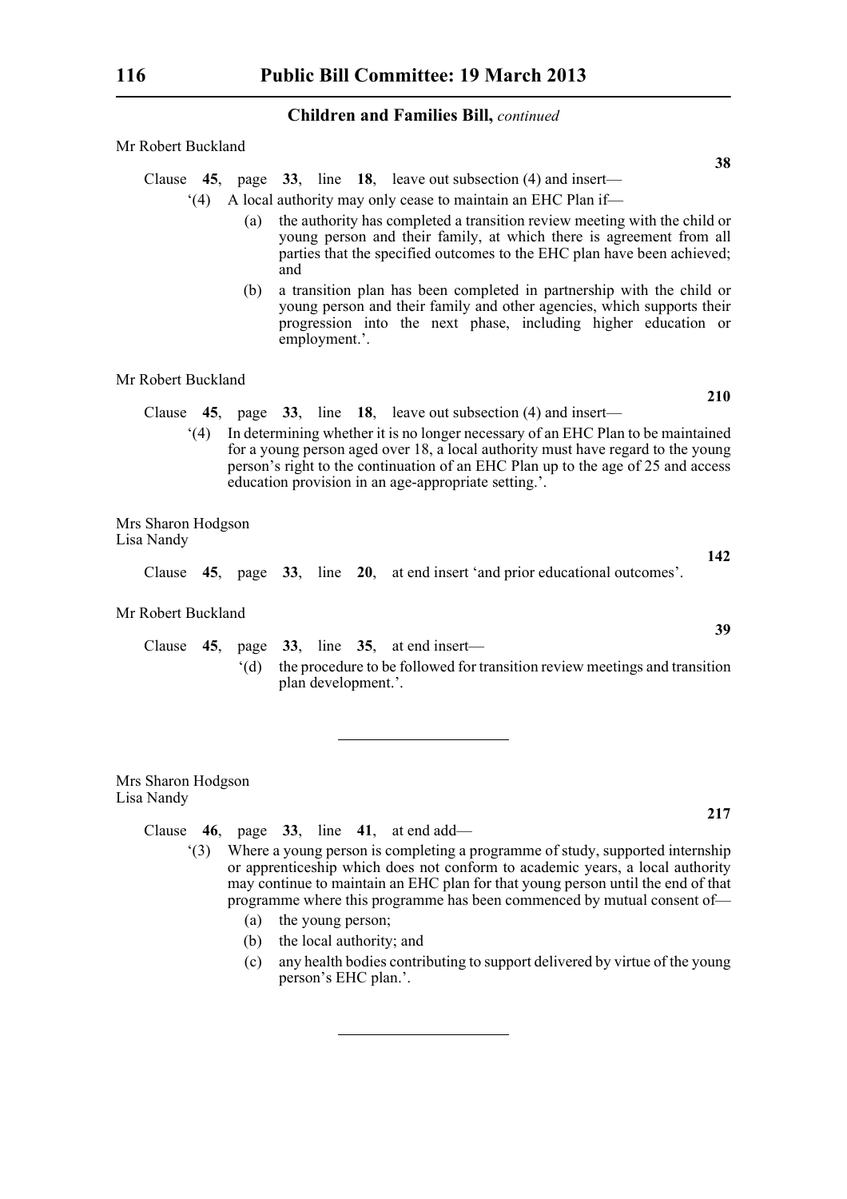## Children and Families Bill, *continued*

Mr Robert Buckland

**38**

Clause **45**, page **33**, line **18**, leave out subsection (4) and insert—

'(4) A local authority may only cease to maintain an EHC Plan if—

(a) the authority has completed a transition review meeting with the child or young person and their family, at which there is agreement from all parties that the specified outcomes to the EHC plan have been achieved; and

(b) a transition plan has been completed in partnership with the child or young person and their family and other agencies, which supports their progression into the next phase, including higher education or employment.'.

Mr Robert Buckland

**210**

Clause **45**, page **33**, line **18**, leave out subsection (4) and insert—

'(4) In determining whether it is no longer necessary of an EHC Plan to be maintained for a young person aged over 18, a local authority must have regard to the young person's right to the continuation of an EHC Plan up to the age of 25 and access education provision in an age-appropriate setting.'.

Mrs Sharon Hodgson
Lisa Nandy

**142**

Clause **45**, page **33**, line **20**, at end insert 'and prior educational outcomes'.

Mr Robert Buckland

**39**

Clause **45**, page **33**, line **35**, at end insert—

'(d) the procedure to be followed for transition review meetings and transition plan development.'.

---

Mrs Sharon Hodgson
Lisa Nandy

**217**

Clause **46**, page **33**, line **41**, at end add—

'(3) Where a young person is completing a programme of study, supported internship or apprenticeship which does not conform to academic years, a local authority may continue to maintain an EHC plan for that young person until the end of that programme where this programme has been commenced by mutual consent of—

(a) the young person;

(b) the local authority; and

(c) any health bodies contributing to support delivered by virtue of the young person's EHC plan.'.

---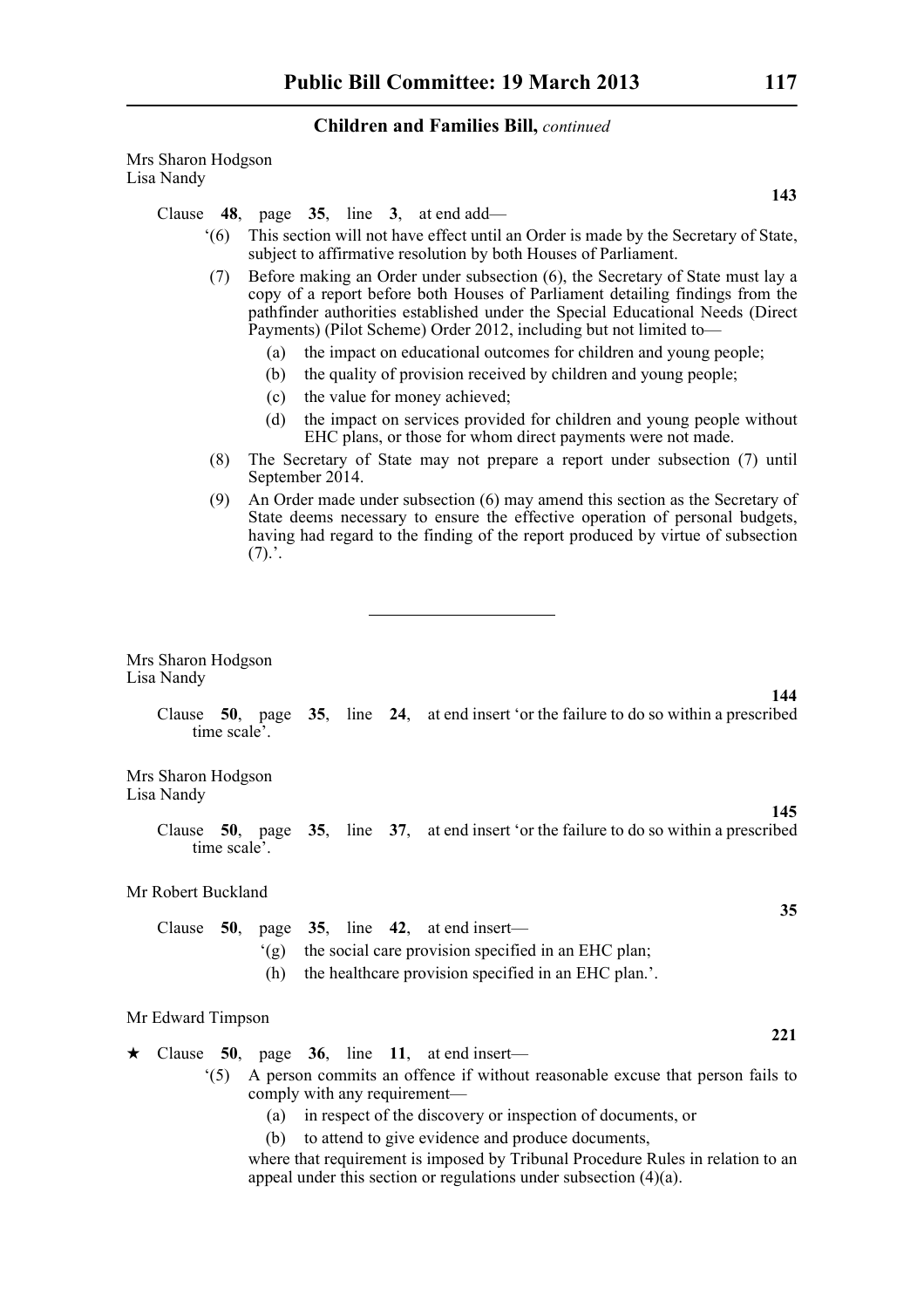Mrs Sharon Hodgson
Lisa Nandy

**143**

Clause **48**, page **35**, line **3**, at end add—

'(6) This section will not have effect until an Order is made by the Secretary of State, subject to affirmative resolution by both Houses of Parliament.

(7) Before making an Order under subsection (6), the Secretary of State must lay a copy of a report before both Houses of Parliament detailing findings from the pathfinder authorities established under the Special Educational Needs (Direct Payments) (Pilot Scheme) Order 2012, including but not limited to—

(a) the impact on educational outcomes for children and young people;

(b) the quality of provision received by children and young people;

(c) the value for money achieved;

(d) the impact on services provided for children and young people without EHC plans, or those for whom direct payments were not made.

(8) The Secretary of State may not prepare a report under subsection (7) until September 2014.

(9) An Order made under subsection (6) may amend this section as the Secretary of State deems necessary to ensure the effective operation of personal budgets, having had regard to the finding of the report produced by virtue of subsection (7).'.

---

Mrs Sharon Hodgson
Lisa Nandy

**144**

Clause **50**, page **35**, line **24**, at end insert 'or the failure to do so within a prescribed time scale'.

Mrs Sharon Hodgson
Lisa Nandy

**145**

Clause **50**, page **35**, line **37**, at end insert 'or the failure to do so within a prescribed time scale'.

Mr Robert Buckland

**35**

Clause **50**, page **35**, line **42**, at end insert—

'(g) the social care provision specified in an EHC plan;

(h) the healthcare provision specified in an EHC plan.'.

Mr Edward Timpson

**221**

★ Clause **50**, page **36**, line **11**, at end insert—

'(5) A person commits an offence if without reasonable excuse that person fails to comply with any requirement—

(a) in respect of the discovery or inspection of documents, or

(b) to attend to give evidence and produce documents,

where that requirement is imposed by Tribunal Procedure Rules in relation to an appeal under this section or regulations under subsection (4)(a).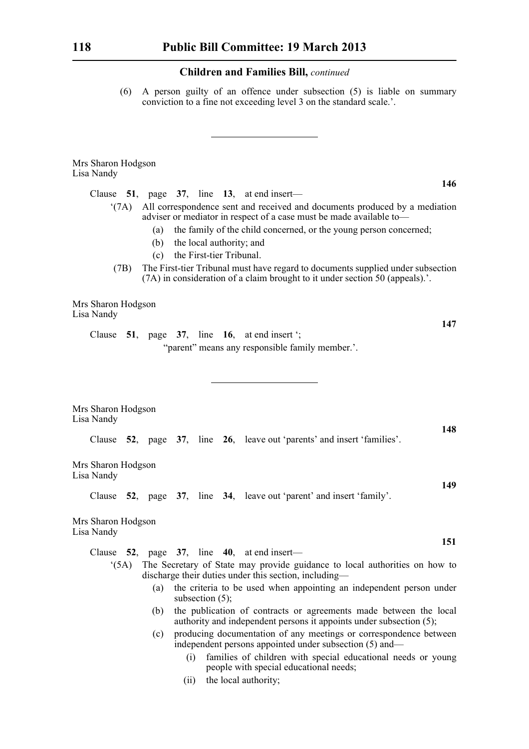**Children and Families Bill,** *continued*

(6) A person guilty of an offence under subsection (5) is liable on summary conviction to a fine not exceeding level 3 on the standard scale.'.

---

Mrs Sharon Hodgson
Lisa Nandy

**146**

Clause **51**, page **37**, line **13**, at end insert—

'(7A) All correspondence sent and received and documents produced by a mediation adviser or mediator in respect of a case must be made available to—

(a) the family of the child concerned, or the young person concerned;

(b) the local authority; and

(c) the First-tier Tribunal.

(7B) The First-tier Tribunal must have regard to documents supplied under subsection (7A) in consideration of a claim brought to it under section 50 (appeals).'.

Mrs Sharon Hodgson
Lisa Nandy

**147**

Clause **51**, page **37**, line **16**, at end insert ';

"parent" means any responsible family member.'.

---

Mrs Sharon Hodgson
Lisa Nandy

**148**

Clause **52**, page **37**, line **26**, leave out 'parents' and insert 'families'.

Mrs Sharon Hodgson
Lisa Nandy

**149**

Clause **52**, page **37**, line **34**, leave out 'parent' and insert 'family'.

Mrs Sharon Hodgson
Lisa Nandy

**151**

Clause **52**, page **37**, line **40**, at end insert—

'(5A) The Secretary of State may provide guidance to local authorities on how to discharge their duties under this section, including—

(a) the criteria to be used when appointing an independent person under subsection (5);

(b) the publication of contracts or agreements made between the local authority and independent persons it appoints under subsection (5);

(c) producing documentation of any meetings or correspondence between independent persons appointed under subsection (5) and—

(i) families of children with special educational needs or young people with special educational needs;

(ii) the local authority;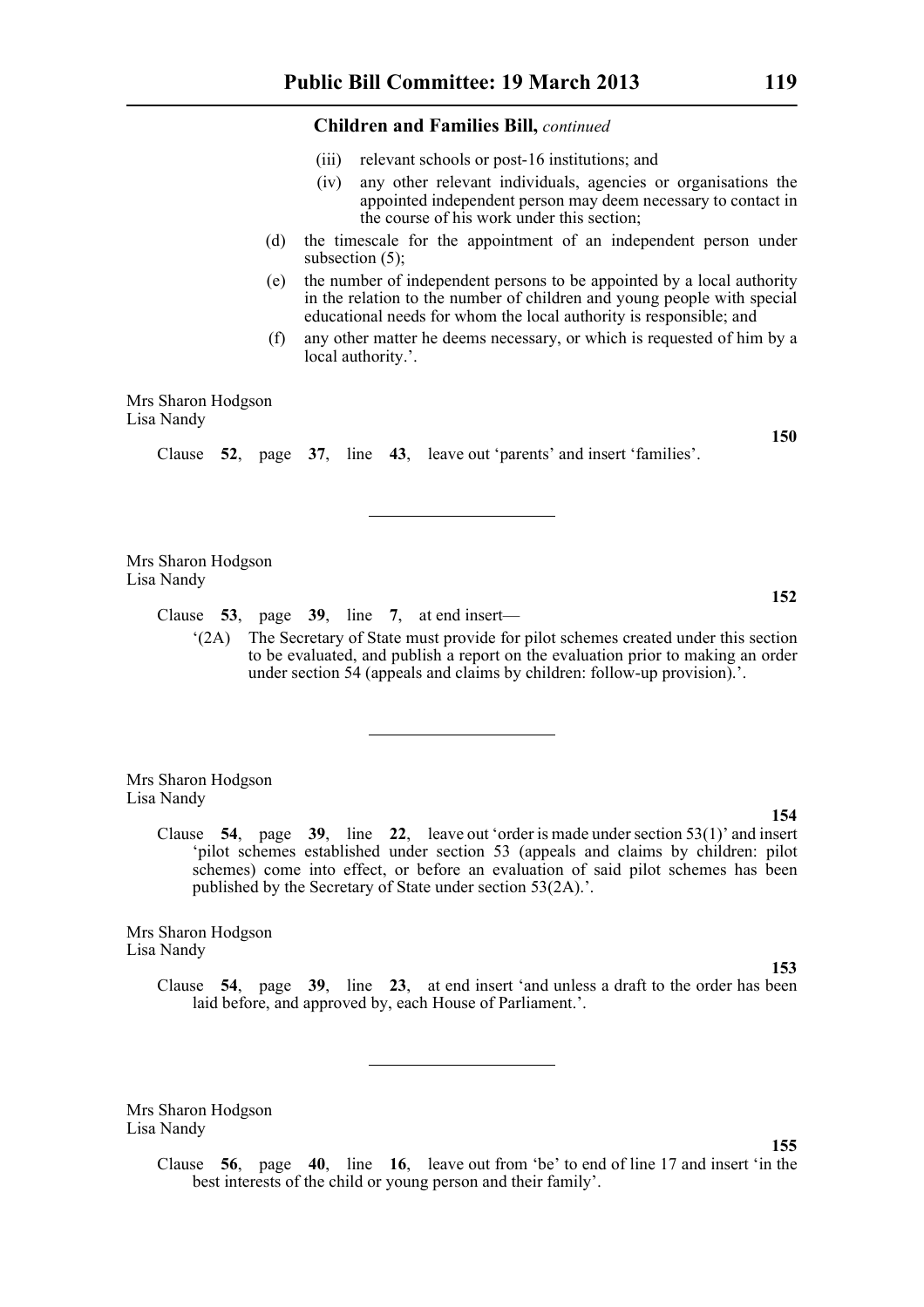(iii) relevant schools or post-16 institutions; and

(iv) any other relevant individuals, agencies or organisations the appointed independent person may deem necessary to contact in the course of his work under this section;

(d) the timescale for the appointment of an independent person under subsection (5);

(e) the number of independent persons to be appointed by a local authority in the relation to the number of children and young people with special educational needs for whom the local authority is responsible; and

(f) any other matter he deems necessary, or which is requested of him by a local authority.'.

Mrs Sharon Hodgson
Lisa Nandy

**150**

Clause **52**, page **37**, line **43**, leave out 'parents' and insert 'families'.

---

Mrs Sharon Hodgson
Lisa Nandy

**152**

Clause **53**, page **39**, line **7**, at end insert—

'(2A) The Secretary of State must provide for pilot schemes created under this section to be evaluated, and publish a report on the evaluation prior to making an order under section 54 (appeals and claims by children: follow-up provision).'.

---

Mrs Sharon Hodgson
Lisa Nandy

**154**

Clause **54**, page **39**, line **22**, leave out 'order is made under section 53(1)' and insert 'pilot schemes established under section 53 (appeals and claims by children: pilot schemes) come into effect, or before an evaluation of said pilot schemes has been published by the Secretary of State under section 53(2A).'.

Mrs Sharon Hodgson
Lisa Nandy

**153**

Clause **54**, page **39**, line **23**, at end insert 'and unless a draft to the order has been laid before, and approved by, each House of Parliament.'.

---

Mrs Sharon Hodgson
Lisa Nandy

**155**

Clause **56**, page **40**, line **16**, leave out from 'be' to end of line 17 and insert 'in the best interests of the child or young person and their family'.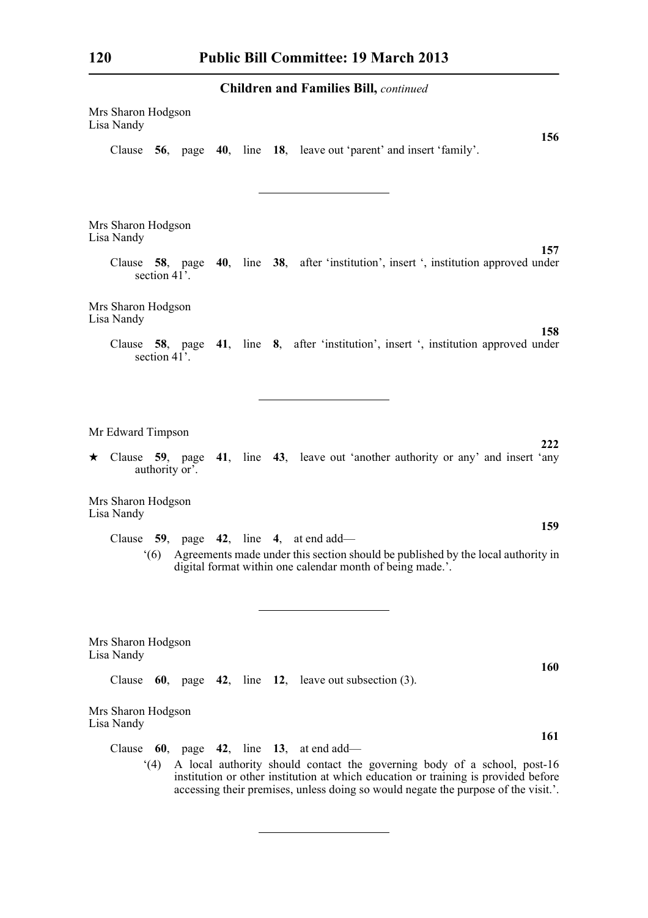## Children and Families Bill, *continued*

Mrs Sharon Hodgson
Lisa Nandy

**156**

Clause **56**, page **40**, line **18**, leave out 'parent' and insert 'family'.

---

Mrs Sharon Hodgson
Lisa Nandy

**157**

Clause **58**, page **40**, line **38**, after 'institution', insert ', institution approved under section 41'.

Mrs Sharon Hodgson
Lisa Nandy

**158**

Clause **58**, page **41**, line **8**, after 'institution', insert ', institution approved under section 41'.

---

Mr Edward Timpson

**222**

★ Clause **59**, page **41**, line **43**, leave out 'another authority or any' and insert 'any authority or'.

Mrs Sharon Hodgson
Lisa Nandy

**159**

Clause **59**, page **42**, line **4**, at end add—

'(6) Agreements made under this section should be published by the local authority in digital format within one calendar month of being made.'.

---

Mrs Sharon Hodgson
Lisa Nandy

**160**

Clause **60**, page **42**, line **12**, leave out subsection (3).

Mrs Sharon Hodgson
Lisa Nandy

**161**

Clause **60**, page **42**, line **13**, at end add—

'(4) A local authority should contact the governing body of a school, post-16 institution or other institution at which education or training is provided before accessing their premises, unless doing so would negate the purpose of the visit.'.

---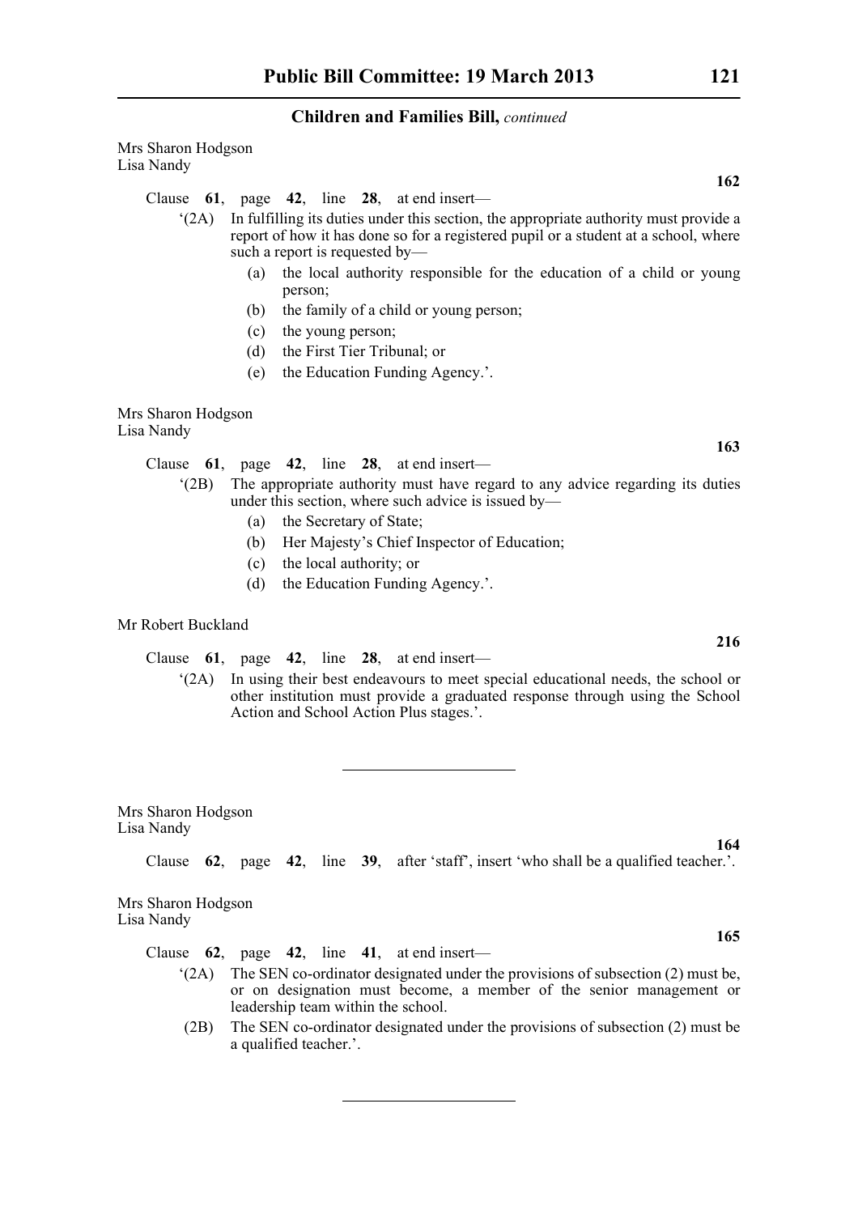**Children and Families Bill,** *continued*

Mrs Sharon Hodgson
Lisa Nandy

**162**

Clause **61**, page **42**, line **28**, at end insert—

‘(2A) In fulfilling its duties under this section, the appropriate authority must provide a report of how it has done so for a registered pupil or a student at a school, where such a report is requested by—

(a) the local authority responsible for the education of a child or young person;

(b) the family of a child or young person;

(c) the young person;

(d) the First Tier Tribunal; or

(e) the Education Funding Agency.’.

Mrs Sharon Hodgson
Lisa Nandy

**163**

Clause **61**, page **42**, line **28**, at end insert—

‘(2B) The appropriate authority must have regard to any advice regarding its duties under this section, where such advice is issued by—

(a) the Secretary of State;

(b) Her Majesty’s Chief Inspector of Education;

(c) the local authority; or

(d) the Education Funding Agency.’.

Mr Robert Buckland

**216**

Clause **61**, page **42**, line **28**, at end insert—

‘(2A) In using their best endeavours to meet special educational needs, the school or other institution must provide a graduated response through using the School Action and School Action Plus stages.’.

---

Mrs Sharon Hodgson
Lisa Nandy

**164**

Clause **62**, page **42**, line **39**, after ‘staff’, insert ‘who shall be a qualified teacher.’.

Mrs Sharon Hodgson
Lisa Nandy

**165**

Clause **62**, page **42**, line **41**, at end insert—

‘(2A) The SEN co-ordinator designated under the provisions of subsection (2) must be, or on designation must become, a member of the senior management or leadership team within the school.

(2B) The SEN co-ordinator designated under the provisions of subsection (2) must be a qualified teacher.’.

---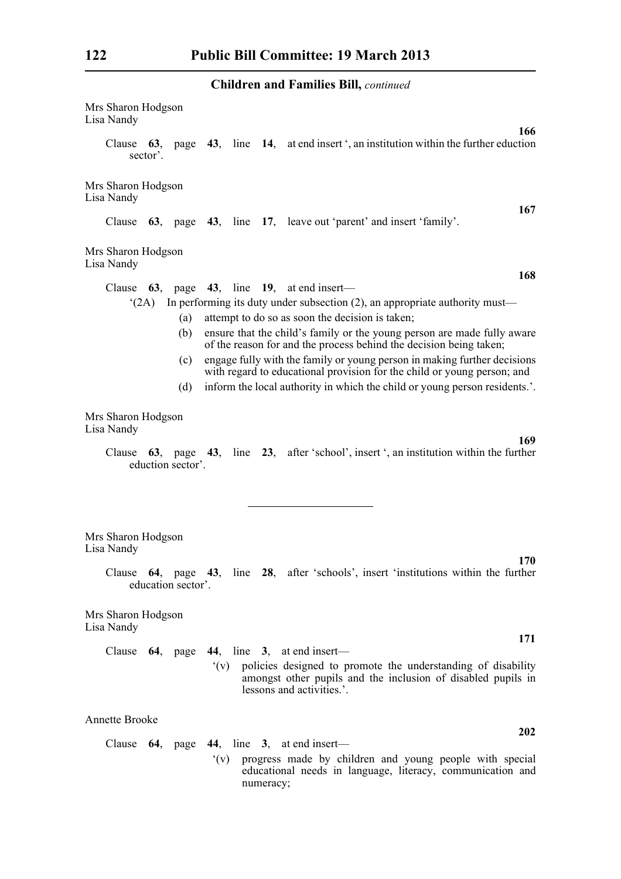**Children and Families Bill,** *continued*

Mrs Sharon Hodgson
Lisa Nandy

**166**

Clause **63**, page **43**, line **14**, at end insert ', an institution within the further eduction sector'.

Mrs Sharon Hodgson
Lisa Nandy

**167**

Clause **63**, page **43**, line **17**, leave out 'parent' and insert 'family'.

Mrs Sharon Hodgson
Lisa Nandy

**168**

Clause **63**, page **43**, line **19**, at end insert—

'(2A) In performing its duty under subsection (2), an appropriate authority must—

(a) attempt to do so as soon the decision is taken;

(b) ensure that the child's family or the young person are made fully aware of the reason for and the process behind the decision being taken;

(c) engage fully with the family or young person in making further decisions with regard to educational provision for the child or young person; and

(d) inform the local authority in which the child or young person residents.'.

Mrs Sharon Hodgson
Lisa Nandy

**169**

Clause **63**, page **43**, line **23**, after 'school', insert ', an institution within the further eduction sector'.

---

Mrs Sharon Hodgson
Lisa Nandy

**170**

Clause **64**, page **43**, line **28**, after 'schools', insert 'institutions within the further education sector'.

Mrs Sharon Hodgson
Lisa Nandy

**171**

Clause **64**, page **44**, line **3**, at end insert—

'(v) policies designed to promote the understanding of disability amongst other pupils and the inclusion of disabled pupils in lessons and activities.'.

Annette Brooke

**202**

Clause **64**, page **44**, line **3**, at end insert—

'(v) progress made by children and young people with special educational needs in language, literacy, communication and numeracy;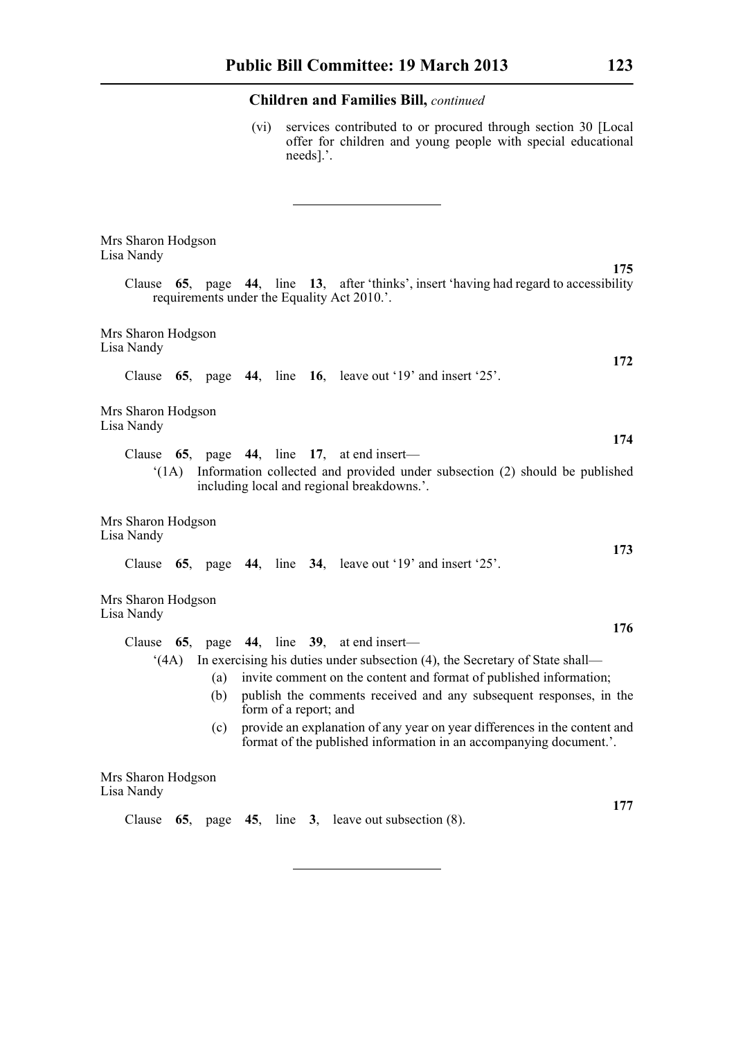**Children and Families Bill,** *continued*

(vi) services contributed to or procured through section 30 [Local offer for children and young people with special educational needs].'.

---

Mrs Sharon Hodgson
Lisa Nandy

**175**

Clause **65**, page **44**, line **13**, after 'thinks', insert 'having had regard to accessibility requirements under the Equality Act 2010.'.

Mrs Sharon Hodgson
Lisa Nandy

**172**

Clause **65**, page **44**, line **16**, leave out '19' and insert '25'.

Mrs Sharon Hodgson
Lisa Nandy

**174**

Clause **65**, page **44**, line **17**, at end insert—

'(1A) Information collected and provided under subsection (2) should be published including local and regional breakdowns.'.

Mrs Sharon Hodgson
Lisa Nandy

**173**

Clause **65**, page **44**, line **34**, leave out '19' and insert '25'.

Mrs Sharon Hodgson
Lisa Nandy

**176**

Clause **65**, page **44**, line **39**, at end insert—

'(4A) In exercising his duties under subsection (4), the Secretary of State shall—

(a) invite comment on the content and format of published information;

(b) publish the comments received and any subsequent responses, in the form of a report; and

(c) provide an explanation of any year on year differences in the content and format of the published information in an accompanying document.'.

Mrs Sharon Hodgson
Lisa Nandy

**177**

Clause **65**, page **45**, line **3**, leave out subsection (8).

---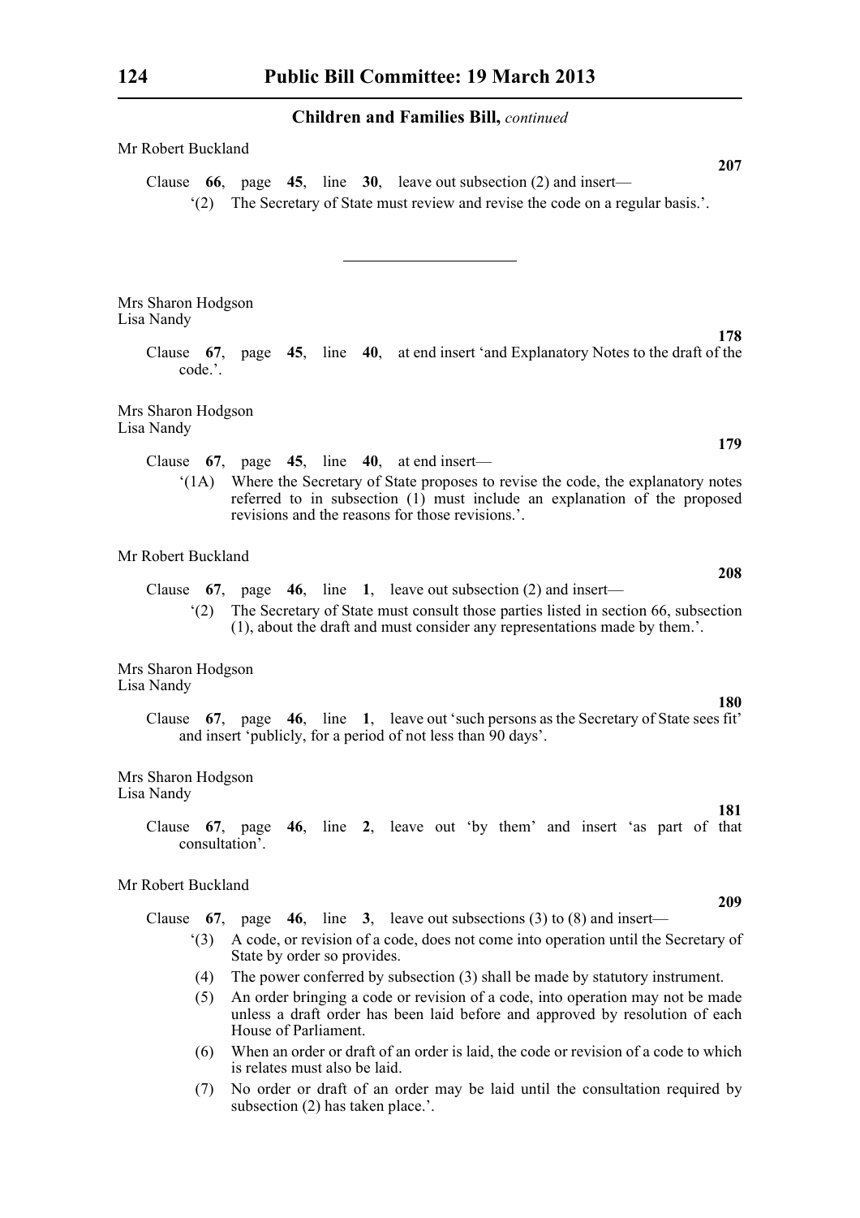**Children and Families Bill,** *continued*

Mr Robert Buckland

**207**

Clause **66**, page **45**, line **30**, leave out subsection (2) and insert—

'(2) The Secretary of State must review and revise the code on a regular basis.'.

---

Mrs Sharon Hodgson
Lisa Nandy

**178**

Clause **67**, page **45**, line **40**, at end insert 'and Explanatory Notes to the draft of the code.'.

Mrs Sharon Hodgson
Lisa Nandy

**179**

Clause **67**, page **45**, line **40**, at end insert—

'(1A) Where the Secretary of State proposes to revise the code, the explanatory notes referred to in subsection (1) must include an explanation of the proposed revisions and the reasons for those revisions.'.

Mr Robert Buckland

**208**

Clause **67**, page **46**, line **1**, leave out subsection (2) and insert—

'(2) The Secretary of State must consult those parties listed in section 66, subsection (1), about the draft and must consider any representations made by them.'.

Mrs Sharon Hodgson
Lisa Nandy

**180**

Clause **67**, page **46**, line **1**, leave out 'such persons as the Secretary of State sees fit' and insert 'publicly, for a period of not less than 90 days'.

Mrs Sharon Hodgson
Lisa Nandy

**181**

Clause **67**, page **46**, line **2**, leave out 'by them' and insert 'as part of that consultation'.

Mr Robert Buckland

**209**

Clause **67**, page **46**, line **3**, leave out subsections (3) to (8) and insert—

'(3) A code, or revision of a code, does not come into operation until the Secretary of State by order so provides.

(4) The power conferred by subsection (3) shall be made by statutory instrument.

(5) An order bringing a code or revision of a code, into operation may not be made unless a draft order has been laid before and approved by resolution of each House of Parliament.

(6) When an order or draft of an order is laid, the code or revision of a code to which is relates must also be laid.

(7) No order or draft of an order may be laid until the consultation required by subsection (2) has taken place.'.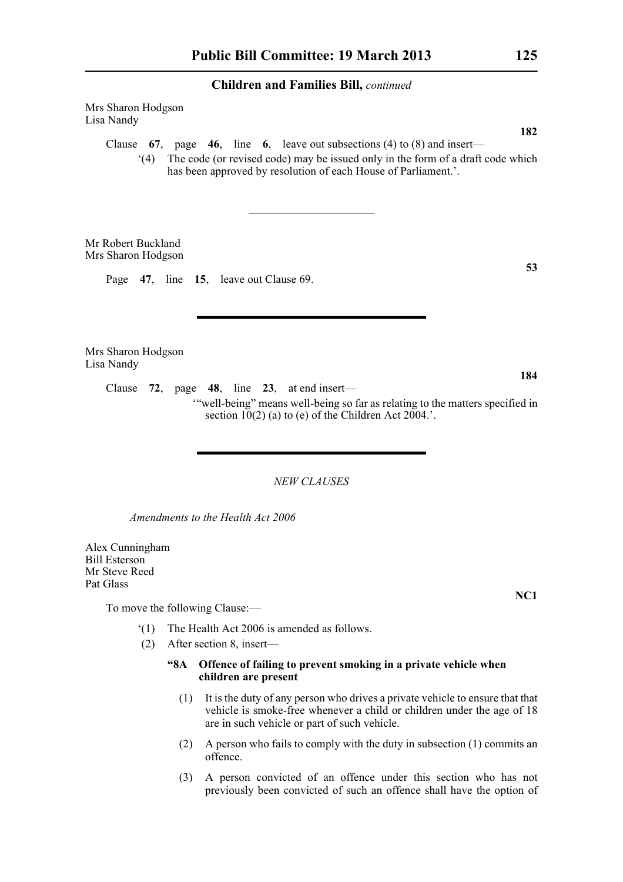Mrs Sharon Hodgson
Lisa Nandy

**182**

Clause **67**, page **46**, line **6**, leave out subsections (4) to (8) and insert—

'(4) The code (or revised code) may be issued only in the form of a draft code which has been approved by resolution of each House of Parliament.'.

---

Mr Robert Buckland
Mrs Sharon Hodgson

**53**

Page **47**, line **15**, leave out Clause 69.

---

Mrs Sharon Hodgson
Lisa Nandy

**184**

Clause **72**, page **48**, line **23**, at end insert—

'"well-being" means well-being so far as relating to the matters specified in section 10(2) (a) to (e) of the Children Act 2004.'.

---

*NEW CLAUSES*

*Amendments to the Health Act 2006*

Alex Cunningham
Bill Esterson
Mr Steve Reed
Pat Glass

**NC1**

To move the following Clause:—

'(1) The Health Act 2006 is amended as follows.

(2) After section 8, insert—

**"8A Offence of failing to prevent smoking in a private vehicle when children are present**

(1) It is the duty of any person who drives a private vehicle to ensure that that vehicle is smoke-free whenever a child or children under the age of 18 are in such vehicle or part of such vehicle.

(2) A person who fails to comply with the duty in subsection (1) commits an offence.

(3) A person convicted of an offence under this section who has not previously been convicted of such an offence shall have the option of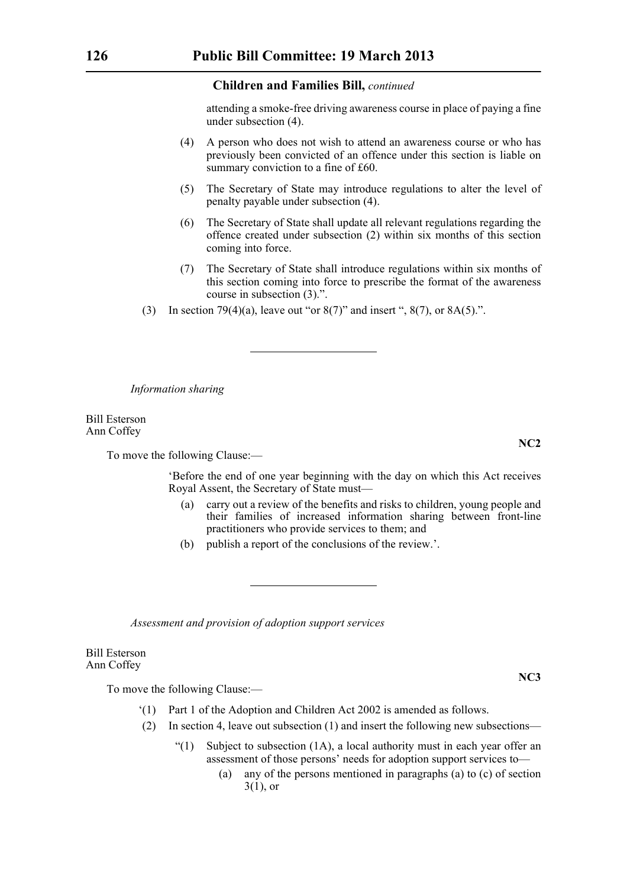**Children and Families Bill,** *continued*

attending a smoke-free driving awareness course in place of paying a fine under subsection (4).

(4) A person who does not wish to attend an awareness course or who has previously been convicted of an offence under this section is liable on summary conviction to a fine of £60.

(5) The Secretary of State may introduce regulations to alter the level of penalty payable under subsection (4).

(6) The Secretary of State shall update all relevant regulations regarding the offence created under subsection (2) within six months of this section coming into force.

(7) The Secretary of State shall introduce regulations within six months of this section coming into force to prescribe the format of the awareness course in subsection (3).".

(3) In section 79(4)(a), leave out "or 8(7)" and insert ", 8(7), or 8A(5).".

---

*Information sharing*

Bill Esterson
Ann Coffey

**NC2**

To move the following Clause:—

'Before the end of one year beginning with the day on which this Act receives Royal Assent, the Secretary of State must—

(a) carry out a review of the benefits and risks to children, young people and their families of increased information sharing between front-line practitioners who provide services to them; and

(b) publish a report of the conclusions of the review.'.

---

*Assessment and provision of adoption support services*

Bill Esterson
Ann Coffey

**NC3**

To move the following Clause:—

'(1) Part 1 of the Adoption and Children Act 2002 is amended as follows.

(2) In section 4, leave out subsection (1) and insert the following new subsections—

"(1) Subject to subsection (1A), a local authority must in each year offer an assessment of those persons' needs for adoption support services to—

(a) any of the persons mentioned in paragraphs (a) to (c) of section 3(1), or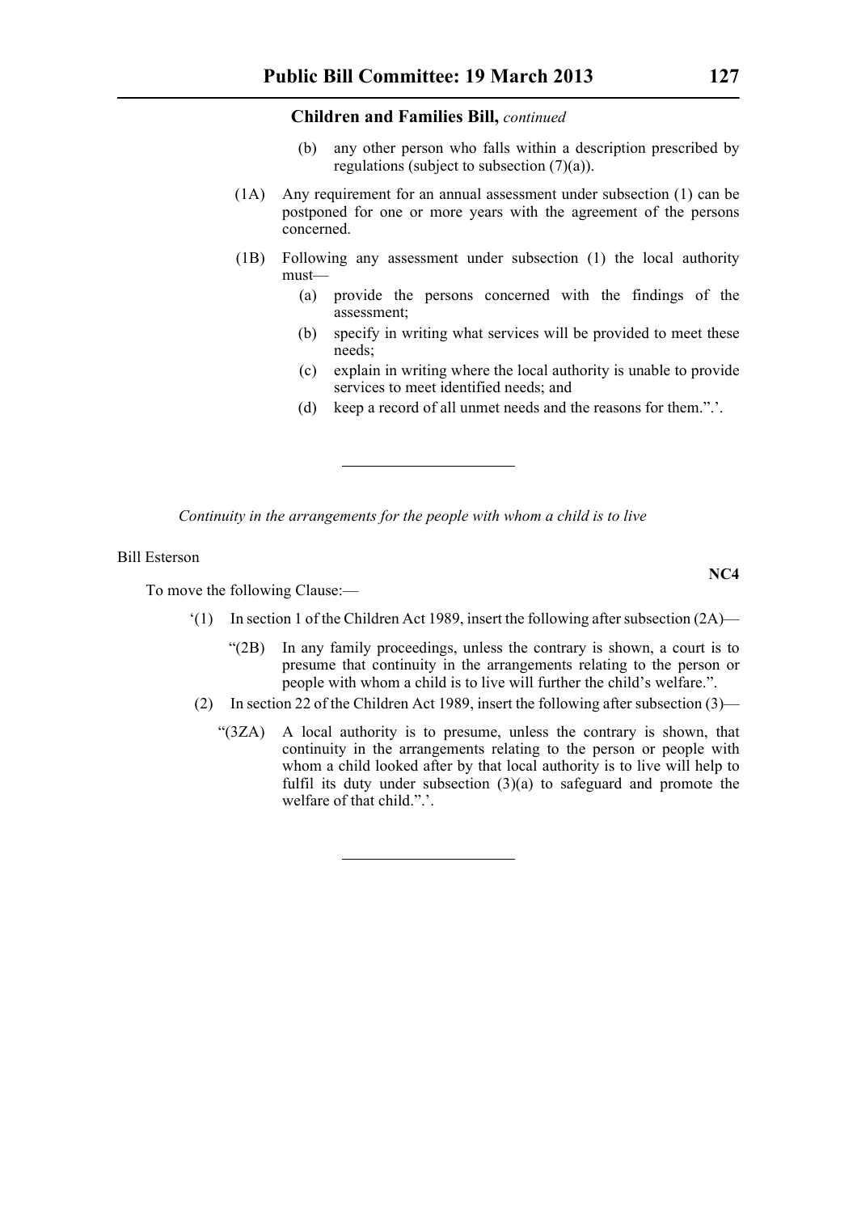**Children and Families Bill,** *continued*

(b) any other person who falls within a description prescribed by regulations (subject to subsection (7)(a)).

(1A) Any requirement for an annual assessment under subsection (1) can be postponed for one or more years with the agreement of the persons concerned.

(1B) Following any assessment under subsection (1) the local authority must—

(a) provide the persons concerned with the findings of the assessment;

(b) specify in writing what services will be provided to meet these needs;

(c) explain in writing where the local authority is unable to provide services to meet identified needs; and

(d) keep a record of all unmet needs and the reasons for them.".'.

---

*Continuity in the arrangements for the people with whom a child is to live*

Bill Esterson

**NC4**

To move the following Clause:—

'(1) In section 1 of the Children Act 1989, insert the following after subsection (2A)—

"(2B) In any family proceedings, unless the contrary is shown, a court is to presume that continuity in the arrangements relating to the person or people with whom a child is to live will further the child's welfare.".

(2) In section 22 of the Children Act 1989, insert the following after subsection (3)—

"(3ZA) A local authority is to presume, unless the contrary is shown, that continuity in the arrangements relating to the person or people with whom a child looked after by that local authority is to live will help to fulfil its duty under subsection (3)(a) to safeguard and promote the welfare of that child.".'.

---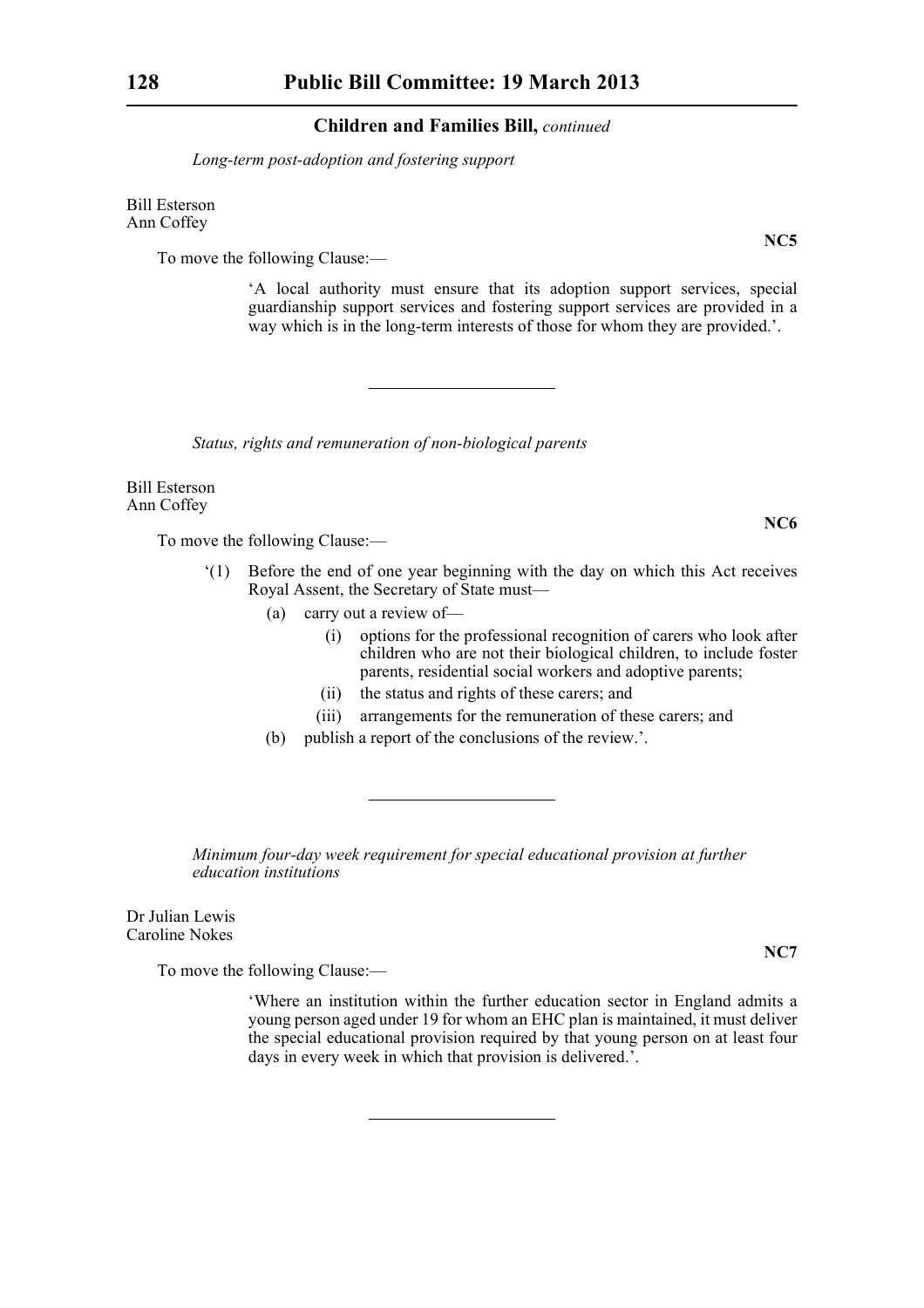**Children and Families Bill,** *continued*

*Long-term post-adoption and fostering support*

Bill Esterson
Ann Coffey

**NC5**

To move the following Clause:—

> 'A local authority must ensure that its adoption support services, special guardianship support services and fostering support services are provided in a way which is in the long-term interests of those for whom they are provided.'.

---

*Status, rights and remuneration of non-biological parents*

Bill Esterson
Ann Coffey

**NC6**

To move the following Clause:—

> '(1) Before the end of one year beginning with the day on which this Act receives Royal Assent, the Secretary of State must—
>
> (a) carry out a review of—
>
> (i) options for the professional recognition of carers who look after children who are not their biological children, to include foster parents, residential social workers and adoptive parents;
>
> (ii) the status and rights of these carers; and
>
> (iii) arrangements for the remuneration of these carers; and
>
> (b) publish a report of the conclusions of the review.'.

---

*Minimum four-day week requirement for special educational provision at further education institutions*

Dr Julian Lewis
Caroline Nokes

**NC7**

To move the following Clause:—

> 'Where an institution within the further education sector in England admits a young person aged under 19 for whom an EHC plan is maintained, it must deliver the special educational provision required by that young person on at least four days in every week in which that provision is delivered.'.

---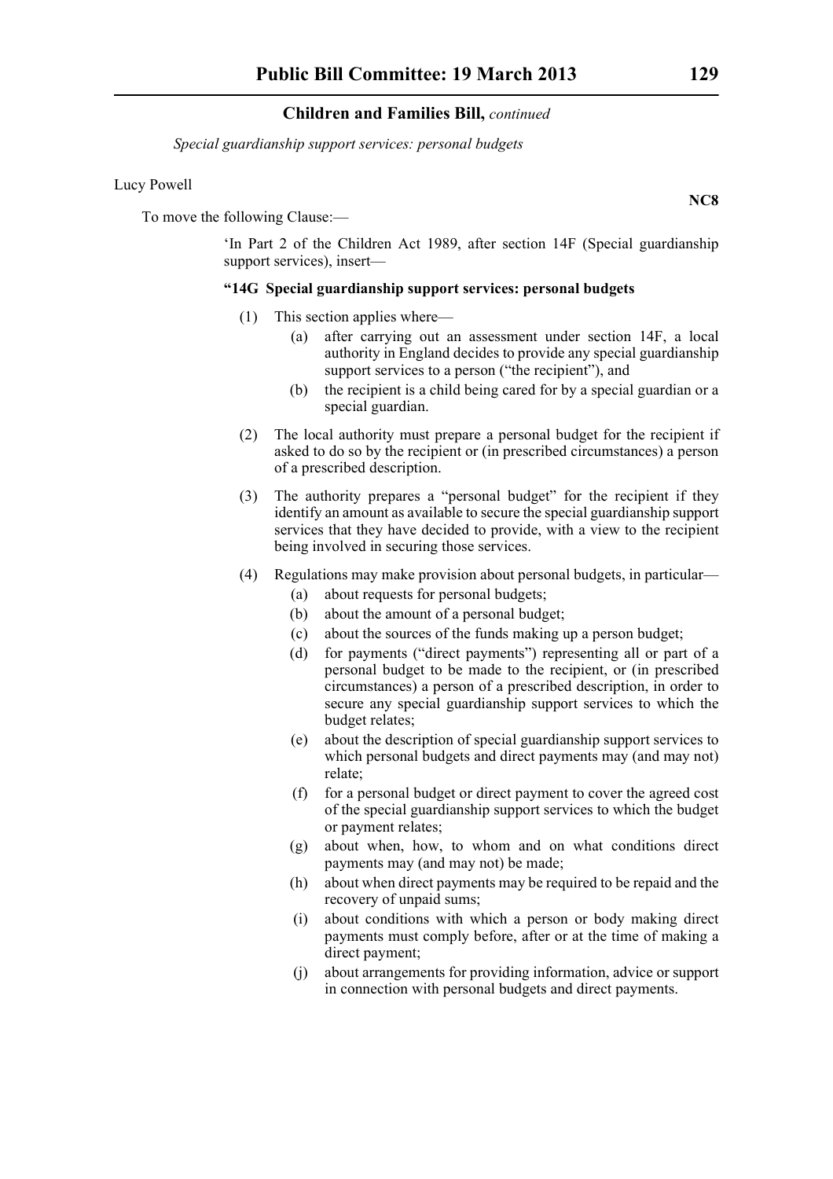*Special guardianship support services: personal budgets*

Lucy Powell

**NC8**

To move the following Clause:—

'In Part 2 of the Children Act 1989, after section 14F (Special guardianship support services), insert—

**"14G Special guardianship support services: personal budgets**

(1) This section applies where—

(a) after carrying out an assessment under section 14F, a local authority in England decides to provide any special guardianship support services to a person ("the recipient"), and

(b) the recipient is a child being cared for by a special guardian or a special guardian.

(2) The local authority must prepare a personal budget for the recipient if asked to do so by the recipient or (in prescribed circumstances) a person of a prescribed description.

(3) The authority prepares a "personal budget" for the recipient if they identify an amount as available to secure the special guardianship support services that they have decided to provide, with a view to the recipient being involved in securing those services.

(4) Regulations may make provision about personal budgets, in particular—

(a) about requests for personal budgets;

(b) about the amount of a personal budget;

(c) about the sources of the funds making up a person budget;

(d) for payments ("direct payments") representing all or part of a personal budget to be made to the recipient, or (in prescribed circumstances) a person of a prescribed description, in order to secure any special guardianship support services to which the budget relates;

(e) about the description of special guardianship support services to which personal budgets and direct payments may (and may not) relate;

(f) for a personal budget or direct payment to cover the agreed cost of the special guardianship support services to which the budget or payment relates;

(g) about when, how, to whom and on what conditions direct payments may (and may not) be made;

(h) about when direct payments may be required to be repaid and the recovery of unpaid sums;

(i) about conditions with which a person or body making direct payments must comply before, after or at the time of making a direct payment;

(j) about arrangements for providing information, advice or support in connection with personal budgets and direct payments.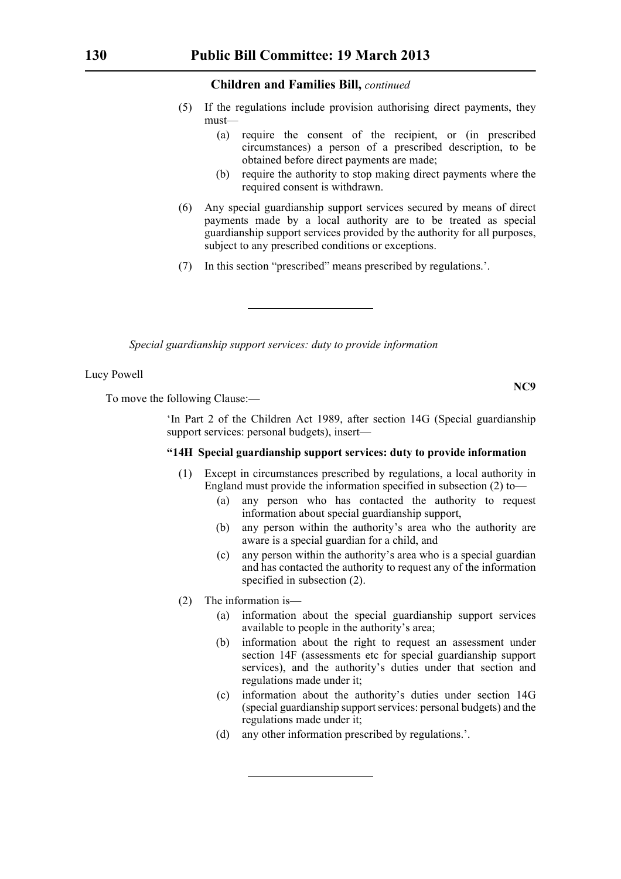**Children and Families Bill,** *continued*

(5) If the regulations include provision authorising direct payments, they must—

(a) require the consent of the recipient, or (in prescribed circumstances) a person of a prescribed description, to be obtained before direct payments are made;

(b) require the authority to stop making direct payments where the required consent is withdrawn.

(6) Any special guardianship support services secured by means of direct payments made by a local authority are to be treated as special guardianship support services provided by the authority for all purposes, subject to any prescribed conditions or exceptions.

(7) In this section "prescribed" means prescribed by regulations.'.

---

*Special guardianship support services: duty to provide information*

Lucy Powell

**NC9**

To move the following Clause:—

'In Part 2 of the Children Act 1989, after section 14G (Special guardianship support services: personal budgets), insert—

**"14H Special guardianship support services: duty to provide information**

(1) Except in circumstances prescribed by regulations, a local authority in England must provide the information specified in subsection (2) to—

(a) any person who has contacted the authority to request information about special guardianship support,

(b) any person within the authority's area who the authority are aware is a special guardian for a child, and

(c) any person within the authority's area who is a special guardian and has contacted the authority to request any of the information specified in subsection (2).

(2) The information is—

(a) information about the special guardianship support services available to people in the authority's area;

(b) information about the right to request an assessment under section 14F (assessments etc for special guardianship support services), and the authority's duties under that section and regulations made under it;

(c) information about the authority's duties under section 14G (special guardianship support services: personal budgets) and the regulations made under it;

(d) any other information prescribed by regulations.'.

---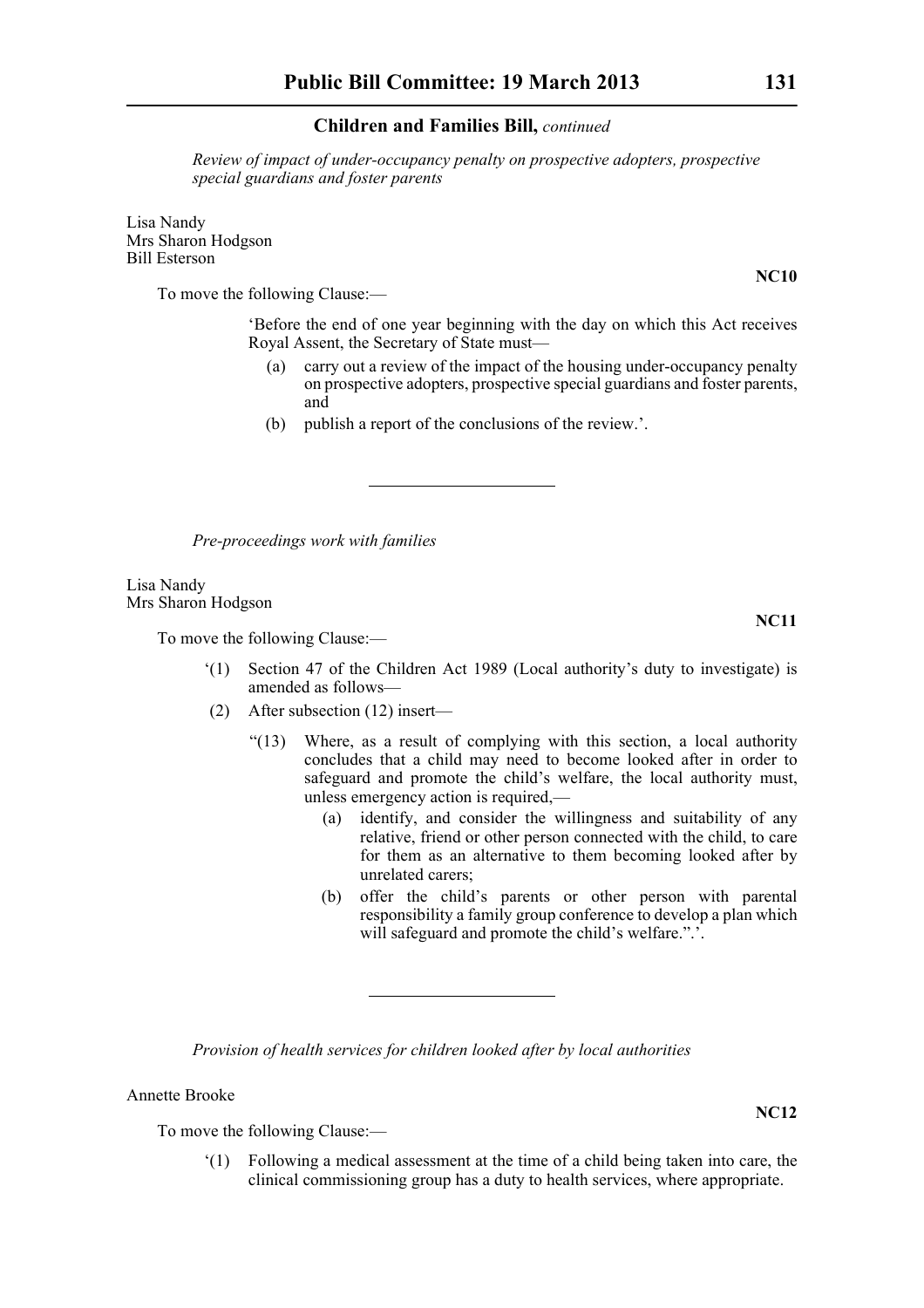*Review of impact of under-occupancy penalty on prospective adopters, prospective special guardians and foster parents*

Lisa Nandy
Mrs Sharon Hodgson
Bill Esterson

**NC10**

To move the following Clause:—

'Before the end of one year beginning with the day on which this Act receives Royal Assent, the Secretary of State must—

(a) carry out a review of the impact of the housing under-occupancy penalty on prospective adopters, prospective special guardians and foster parents, and

(b) publish a report of the conclusions of the review.'.

---

*Pre-proceedings work with families*

Lisa Nandy
Mrs Sharon Hodgson

**NC11**

To move the following Clause:—

'(1) Section 47 of the Children Act 1989 (Local authority's duty to investigate) is amended as follows—

(2) After subsection (12) insert—

"(13) Where, as a result of complying with this section, a local authority concludes that a child may need to become looked after in order to safeguard and promote the child's welfare, the local authority must, unless emergency action is required,—

(a) identify, and consider the willingness and suitability of any relative, friend or other person connected with the child, to care for them as an alternative to them becoming looked after by unrelated carers;

(b) offer the child's parents or other person with parental responsibility a family group conference to develop a plan which will safeguard and promote the child's welfare.".'.

---

*Provision of health services for children looked after by local authorities*

Annette Brooke

**NC12**

To move the following Clause:—

'(1) Following a medical assessment at the time of a child being taken into care, the clinical commissioning group has a duty to health services, where appropriate.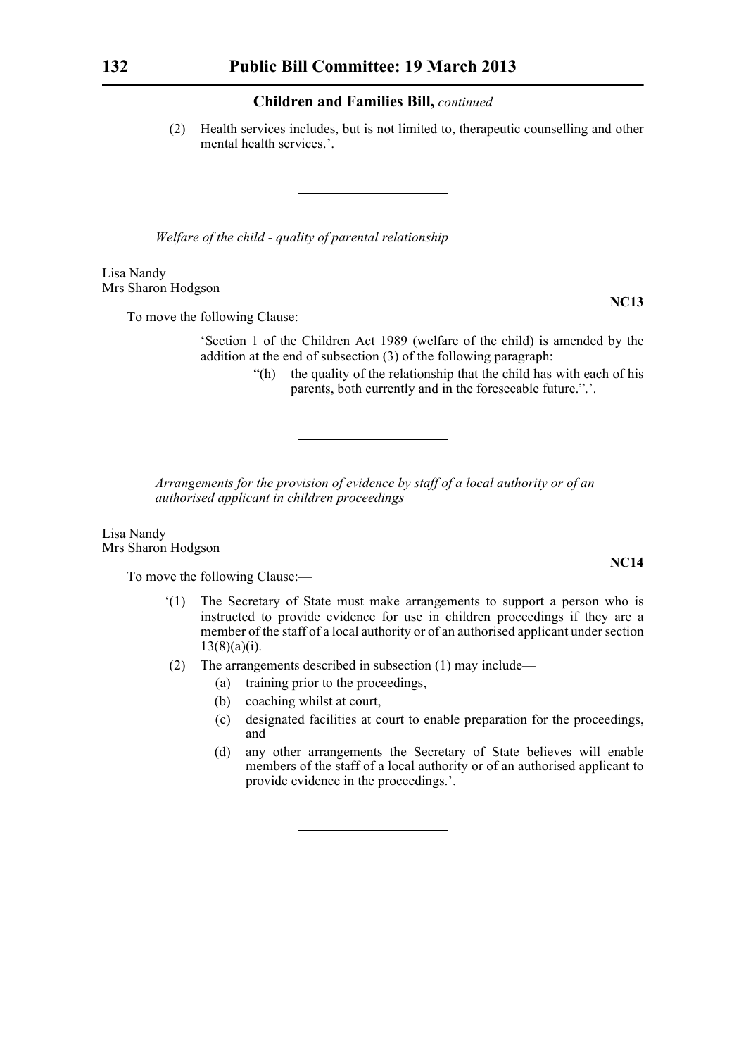**Children and Families Bill,** *continued*

(2) Health services includes, but is not limited to, therapeutic counselling and other mental health services.'.

---

*Welfare of the child - quality of parental relationship*

Lisa Nandy
Mrs Sharon Hodgson

**NC13**

To move the following Clause:—

'Section 1 of the Children Act 1989 (welfare of the child) is amended by the addition at the end of subsection (3) of the following paragraph:

"(h) the quality of the relationship that the child has with each of his parents, both currently and in the foreseeable future.".'.

---

*Arrangements for the provision of evidence by staff of a local authority or of an authorised applicant in children proceedings*

Lisa Nandy
Mrs Sharon Hodgson

**NC14**

To move the following Clause:—

'(1) The Secretary of State must make arrangements to support a person who is instructed to provide evidence for use in children proceedings if they are a member of the staff of a local authority or of an authorised applicant under section 13(8)(a)(i).

(2) The arrangements described in subsection (1) may include—

(a) training prior to the proceedings,

(b) coaching whilst at court,

(c) designated facilities at court to enable preparation for the proceedings, and

(d) any other arrangements the Secretary of State believes will enable members of the staff of a local authority or of an authorised applicant to provide evidence in the proceedings.'.

---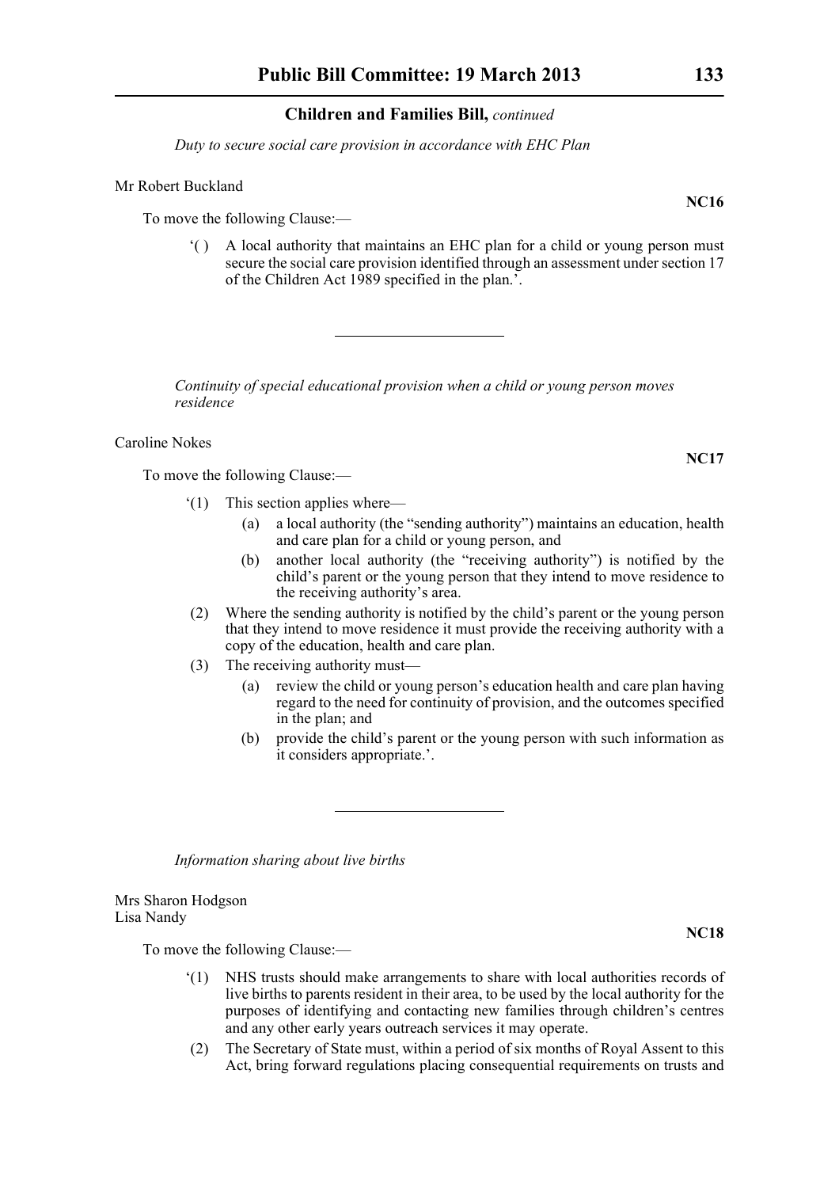*Duty to secure social care provision in accordance with EHC Plan*

Mr Robert Buckland

**NC16**

To move the following Clause:—

'( ) A local authority that maintains an EHC plan for a child or young person must secure the social care provision identified through an assessment under section 17 of the Children Act 1989 specified in the plan.'.

---

*Continuity of special educational provision when a child or young person moves residence*

Caroline Nokes

**NC17**

To move the following Clause:—

'(1) This section applies where—

(a) a local authority (the "sending authority") maintains an education, health and care plan for a child or young person, and

(b) another local authority (the "receiving authority") is notified by the child's parent or the young person that they intend to move residence to the receiving authority's area.

(2) Where the sending authority is notified by the child's parent or the young person that they intend to move residence it must provide the receiving authority with a copy of the education, health and care plan.

(3) The receiving authority must—

(a) review the child or young person's education health and care plan having regard to the need for continuity of provision, and the outcomes specified in the plan; and

(b) provide the child's parent or the young person with such information as it considers appropriate.'.

---

*Information sharing about live births*

Mrs Sharon Hodgson
Lisa Nandy

**NC18**

To move the following Clause:—

'(1) NHS trusts should make arrangements to share with local authorities records of live births to parents resident in their area, to be used by the local authority for the purposes of identifying and contacting new families through children's centres and any other early years outreach services it may operate.

(2) The Secretary of State must, within a period of six months of Royal Assent to this Act, bring forward regulations placing consequential requirements on trusts and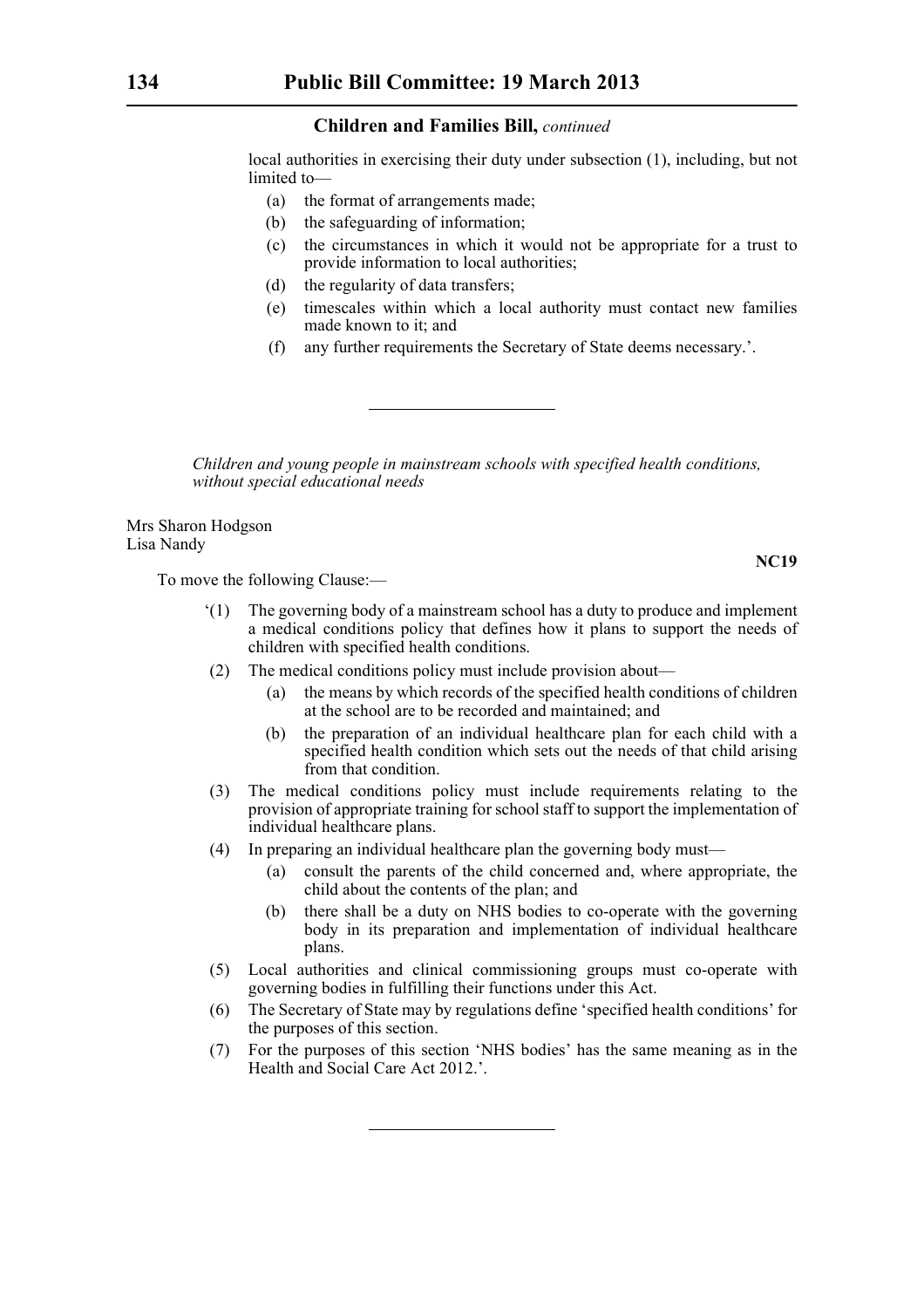local authorities in exercising their duty under subsection (1), including, but not limited to—

(a) the format of arrangements made;

(b) the safeguarding of information;

(c) the circumstances in which it would not be appropriate for a trust to provide information to local authorities;

(d) the regularity of data transfers;

(e) timescales within which a local authority must contact new families made known to it; and

(f) any further requirements the Secretary of State deems necessary.'.

---

*Children and young people in mainstream schools with specified health conditions, without special educational needs*

Mrs Sharon Hodgson
Lisa Nandy

**NC19**

To move the following Clause:—

'(1) The governing body of a mainstream school has a duty to produce and implement a medical conditions policy that defines how it plans to support the needs of children with specified health conditions.

(2) The medical conditions policy must include provision about—

(a) the means by which records of the specified health conditions of children at the school are to be recorded and maintained; and

(b) the preparation of an individual healthcare plan for each child with a specified health condition which sets out the needs of that child arising from that condition.

(3) The medical conditions policy must include requirements relating to the provision of appropriate training for school staff to support the implementation of individual healthcare plans.

(4) In preparing an individual healthcare plan the governing body must—

(a) consult the parents of the child concerned and, where appropriate, the child about the contents of the plan; and

(b) there shall be a duty on NHS bodies to co-operate with the governing body in its preparation and implementation of individual healthcare plans.

(5) Local authorities and clinical commissioning groups must co-operate with governing bodies in fulfilling their functions under this Act.

(6) The Secretary of State may by regulations define 'specified health conditions' for the purposes of this section.

(7) For the purposes of this section 'NHS bodies' has the same meaning as in the Health and Social Care Act 2012.'.

---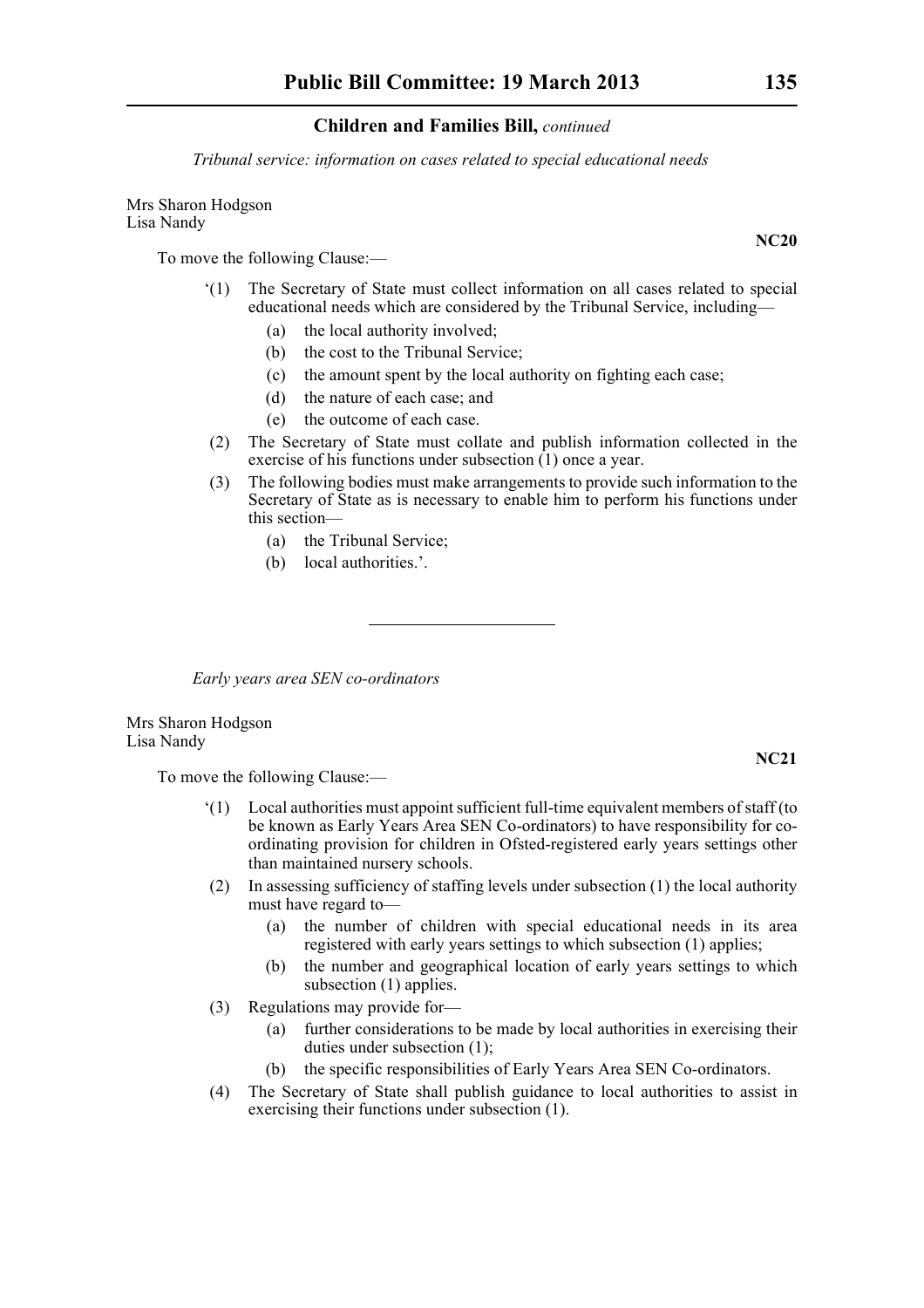*Tribunal service: information on cases related to special educational needs*

Mrs Sharon Hodgson
Lisa Nandy

**NC20**

To move the following Clause:—

'(1) The Secretary of State must collect information on all cases related to special educational needs which are considered by the Tribunal Service, including—

(a) the local authority involved;

(b) the cost to the Tribunal Service;

(c) the amount spent by the local authority on fighting each case;

(d) the nature of each case; and

(e) the outcome of each case.

(2) The Secretary of State must collate and publish information collected in the exercise of his functions under subsection (1) once a year.

(3) The following bodies must make arrangements to provide such information to the Secretary of State as is necessary to enable him to perform his functions under this section—

(a) the Tribunal Service;

(b) local authorities.'.

---

*Early years area SEN co-ordinators*

Mrs Sharon Hodgson
Lisa Nandy

**NC21**

To move the following Clause:—

'(1) Local authorities must appoint sufficient full-time equivalent members of staff (to be known as Early Years Area SEN Co-ordinators) to have responsibility for co-ordinating provision for children in Ofsted-registered early years settings other than maintained nursery schools.

(2) In assessing sufficiency of staffing levels under subsection (1) the local authority must have regard to—

(a) the number of children with special educational needs in its area registered with early years settings to which subsection (1) applies;

(b) the number and geographical location of early years settings to which subsection (1) applies.

(3) Regulations may provide for—

(a) further considerations to be made by local authorities in exercising their duties under subsection (1);

(b) the specific responsibilities of Early Years Area SEN Co-ordinators.

(4) The Secretary of State shall publish guidance to local authorities to assist in exercising their functions under subsection (1).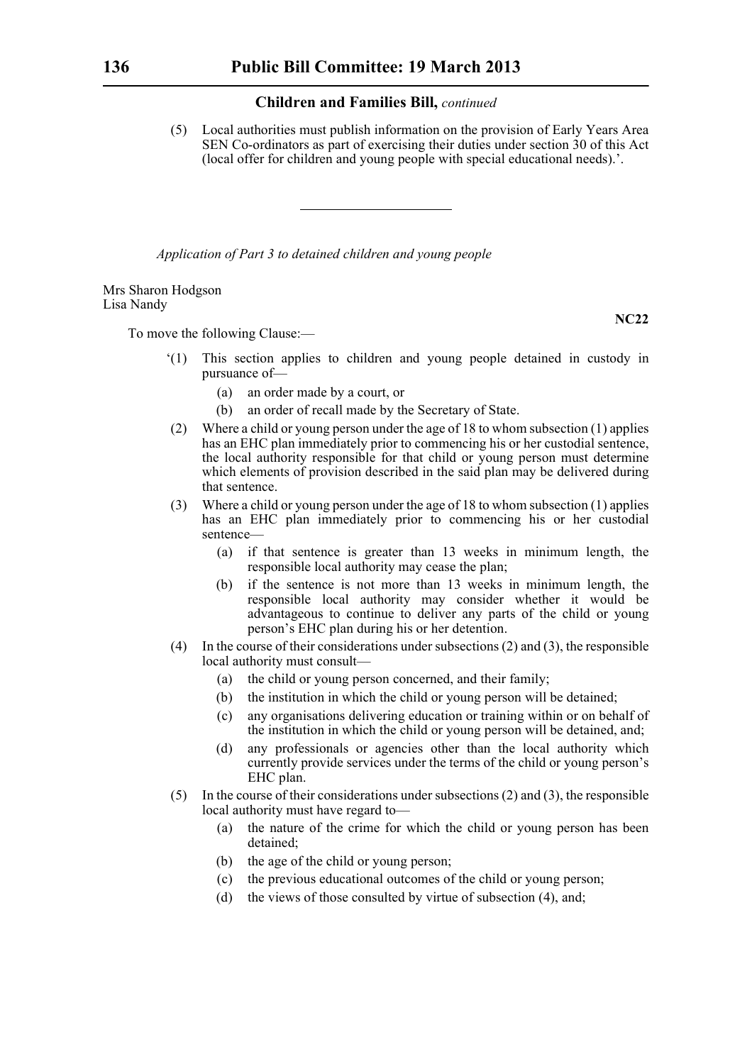(5) Local authorities must publish information on the provision of Early Years Area SEN Co-ordinators as part of exercising their duties under section 30 of this Act (local offer for children and young people with special educational needs).'.

---

*Application of Part 3 to detained children and young people*

Mrs Sharon Hodgson
Lisa Nandy

**NC22**

To move the following Clause:—

'(1) This section applies to children and young people detained in custody in pursuance of—

(a) an order made by a court, or

(b) an order of recall made by the Secretary of State.

(2) Where a child or young person under the age of 18 to whom subsection (1) applies has an EHC plan immediately prior to commencing his or her custodial sentence, the local authority responsible for that child or young person must determine which elements of provision described in the said plan may be delivered during that sentence.

(3) Where a child or young person under the age of 18 to whom subsection (1) applies has an EHC plan immediately prior to commencing his or her custodial sentence—

(a) if that sentence is greater than 13 weeks in minimum length, the responsible local authority may cease the plan;

(b) if the sentence is not more than 13 weeks in minimum length, the responsible local authority may consider whether it would be advantageous to continue to deliver any parts of the child or young person's EHC plan during his or her detention.

(4) In the course of their considerations under subsections (2) and (3), the responsible local authority must consult—

(a) the child or young person concerned, and their family;

(b) the institution in which the child or young person will be detained;

(c) any organisations delivering education or training within or on behalf of the institution in which the child or young person will be detained, and;

(d) any professionals or agencies other than the local authority which currently provide services under the terms of the child or young person's EHC plan.

(5) In the course of their considerations under subsections (2) and (3), the responsible local authority must have regard to—

(a) the nature of the crime for which the child or young person has been detained;

(b) the age of the child or young person;

(c) the previous educational outcomes of the child or young person;

(d) the views of those consulted by virtue of subsection (4), and;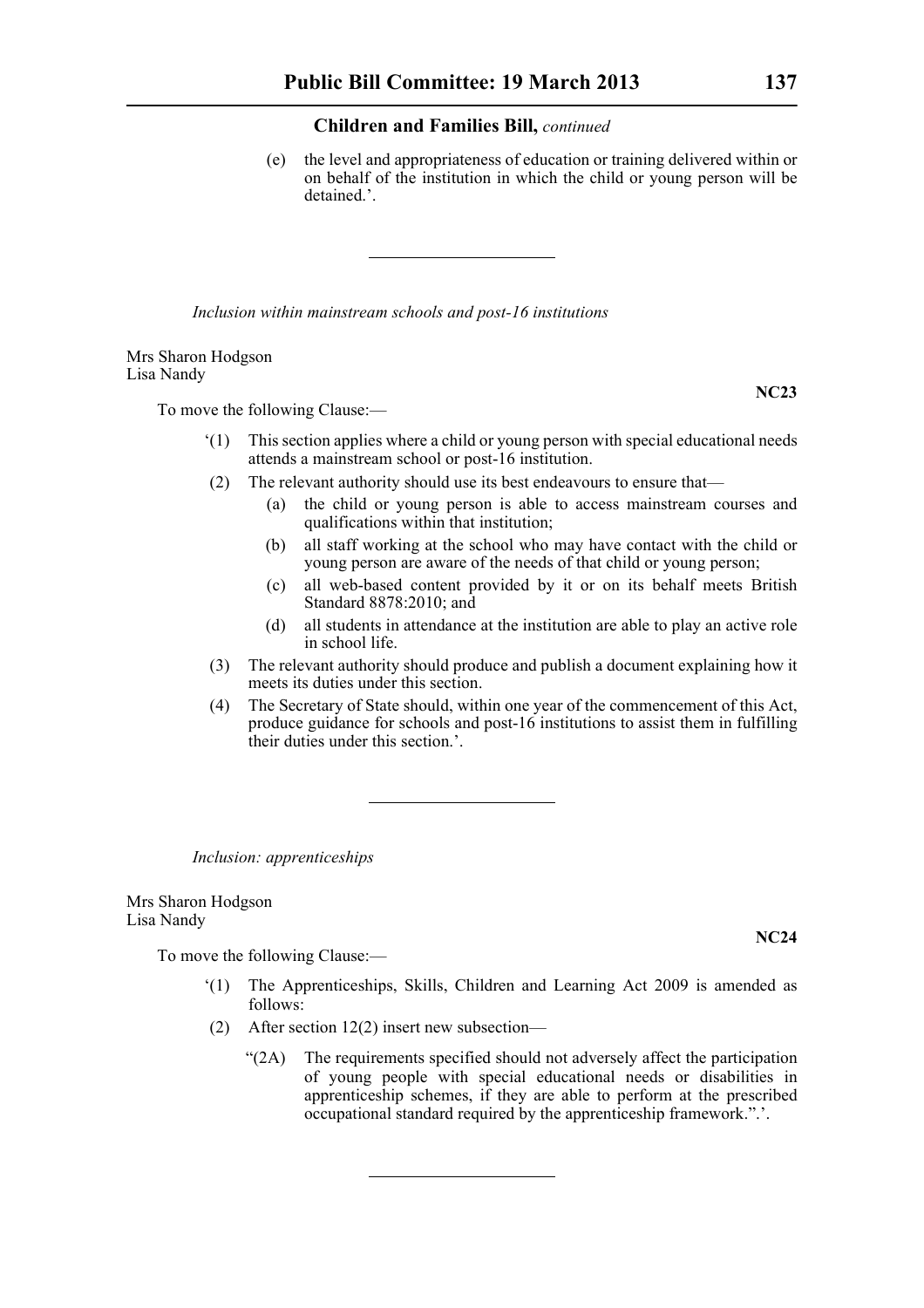(e) the level and appropriateness of education or training delivered within or on behalf of the institution in which the child or young person will be detained.'.

---

*Inclusion within mainstream schools and post-16 institutions*

Mrs Sharon Hodgson
Lisa Nandy

**NC23**

To move the following Clause:—

'(1) This section applies where a child or young person with special educational needs attends a mainstream school or post-16 institution.

(2) The relevant authority should use its best endeavours to ensure that—

(a) the child or young person is able to access mainstream courses and qualifications within that institution;

(b) all staff working at the school who may have contact with the child or young person are aware of the needs of that child or young person;

(c) all web-based content provided by it or on its behalf meets British Standard 8878:2010; and

(d) all students in attendance at the institution are able to play an active role in school life.

(3) The relevant authority should produce and publish a document explaining how it meets its duties under this section.

(4) The Secretary of State should, within one year of the commencement of this Act, produce guidance for schools and post-16 institutions to assist them in fulfilling their duties under this section.'.

---

*Inclusion: apprenticeships*

Mrs Sharon Hodgson
Lisa Nandy

**NC24**

To move the following Clause:—

'(1) The Apprenticeships, Skills, Children and Learning Act 2009 is amended as follows:

(2) After section 12(2) insert new subsection—

"(2A) The requirements specified should not adversely affect the participation of young people with special educational needs or disabilities in apprenticeship schemes, if they are able to perform at the prescribed occupational standard required by the apprenticeship framework.".'.

---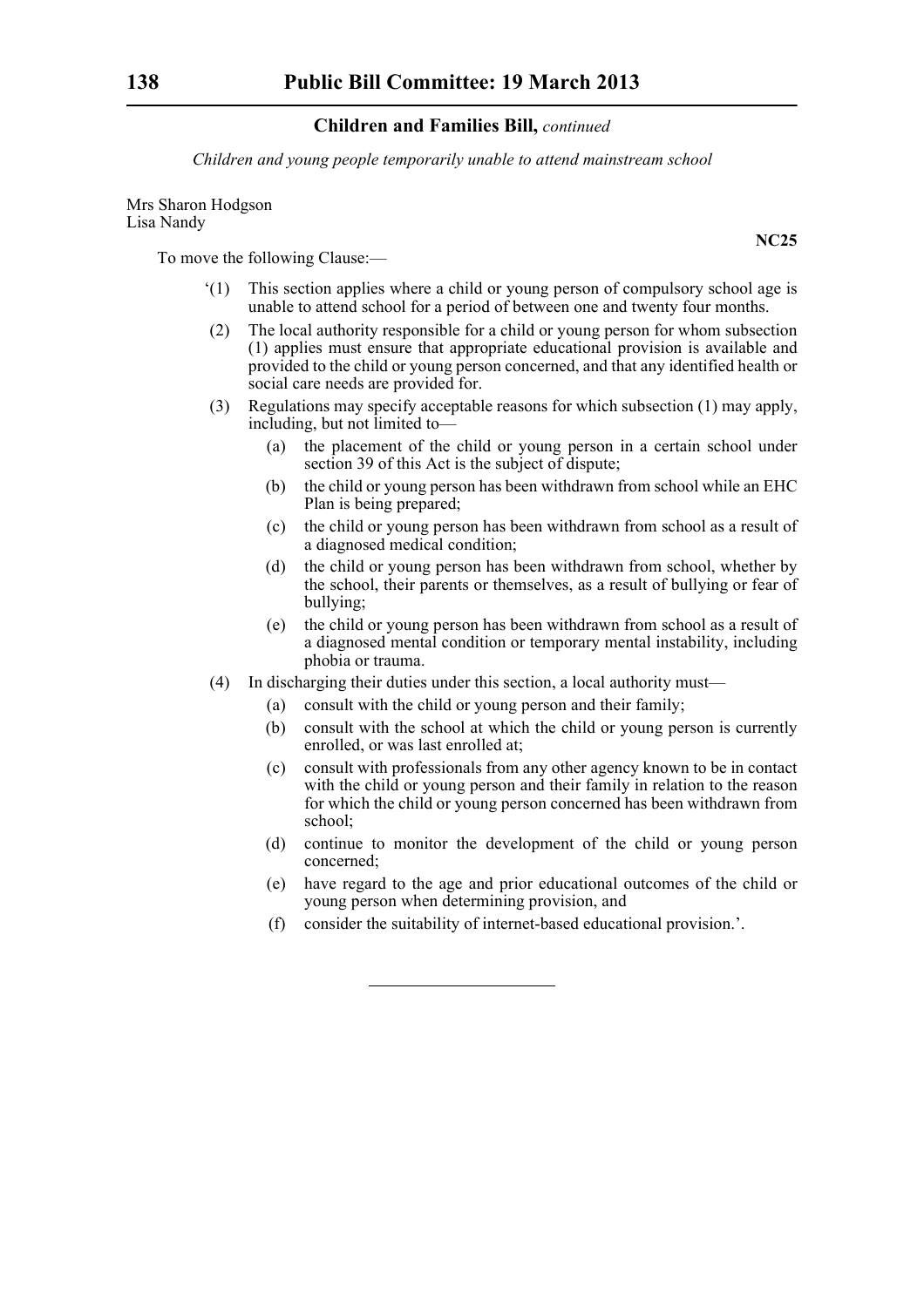*Children and young people temporarily unable to attend mainstream school*

Mrs Sharon Hodgson
Lisa Nandy

**NC25**

To move the following Clause:—

‘(1) This section applies where a child or young person of compulsory school age is unable to attend school for a period of between one and twenty four months.

(2) The local authority responsible for a child or young person for whom subsection (1) applies must ensure that appropriate educational provision is available and provided to the child or young person concerned, and that any identified health or social care needs are provided for.

(3) Regulations may specify acceptable reasons for which subsection (1) may apply, including, but not limited to—

- (a) the placement of the child or young person in a certain school under section 39 of this Act is the subject of dispute;
- (b) the child or young person has been withdrawn from school while an EHC Plan is being prepared;
- (c) the child or young person has been withdrawn from school as a result of a diagnosed medical condition;
- (d) the child or young person has been withdrawn from school, whether by the school, their parents or themselves, as a result of bullying or fear of bullying;
- (e) the child or young person has been withdrawn from school as a result of a diagnosed mental condition or temporary mental instability, including phobia or trauma.

(4) In discharging their duties under this section, a local authority must—

- (a) consult with the child or young person and their family;
- (b) consult with the school at which the child or young person is currently enrolled, or was last enrolled at;
- (c) consult with professionals from any other agency known to be in contact with the child or young person and their family in relation to the reason for which the child or young person concerned has been withdrawn from school;
- (d) continue to monitor the development of the child or young person concerned;
- (e) have regard to the age and prior educational outcomes of the child or young person when determining provision, and
- (f) consider the suitability of internet-based educational provision.’.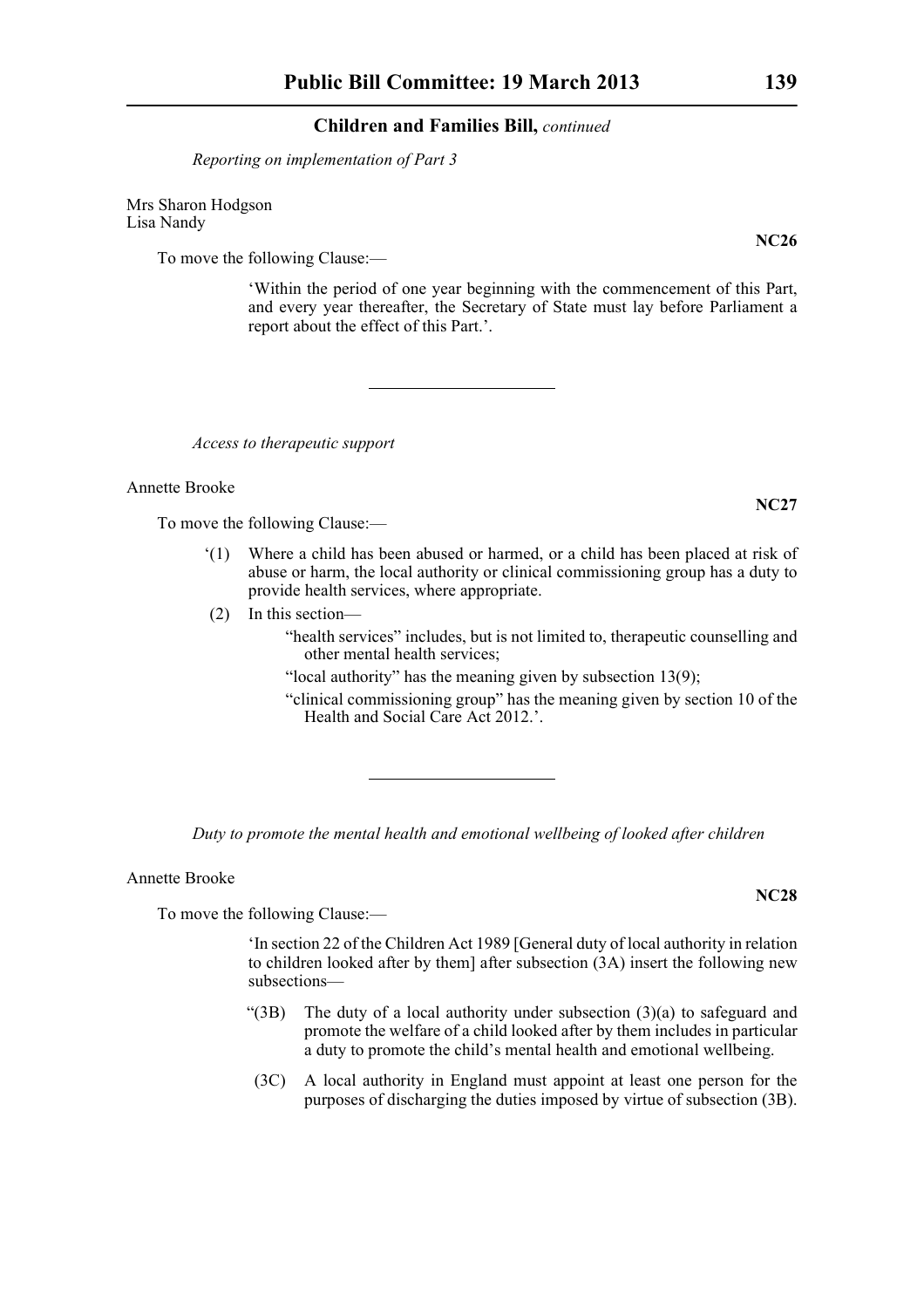## Children and Families Bill, *continued*

*Reporting on implementation of Part 3*

Mrs Sharon Hodgson
Lisa Nandy

**NC26**

To move the following Clause:—

'Within the period of one year beginning with the commencement of this Part, and every year thereafter, the Secretary of State must lay before Parliament a report about the effect of this Part.'.

---

*Access to therapeutic support*

Annette Brooke

**NC27**

To move the following Clause:—

'(1) Where a child has been abused or harmed, or a child has been placed at risk of abuse or harm, the local authority or clinical commissioning group has a duty to provide health services, where appropriate.

(2) In this section—

"health services" includes, but is not limited to, therapeutic counselling and other mental health services;

"local authority" has the meaning given by subsection 13(9);

"clinical commissioning group" has the meaning given by section 10 of the Health and Social Care Act 2012.'.

---

*Duty to promote the mental health and emotional wellbeing of looked after children*

Annette Brooke

**NC28**

To move the following Clause:—

'In section 22 of the Children Act 1989 [General duty of local authority in relation to children looked after by them] after subsection (3A) insert the following new subsections—

"(3B) The duty of a local authority under subsection (3)(a) to safeguard and promote the welfare of a child looked after by them includes in particular a duty to promote the child's mental health and emotional wellbeing.

(3C) A local authority in England must appoint at least one person for the purposes of discharging the duties imposed by virtue of subsection (3B).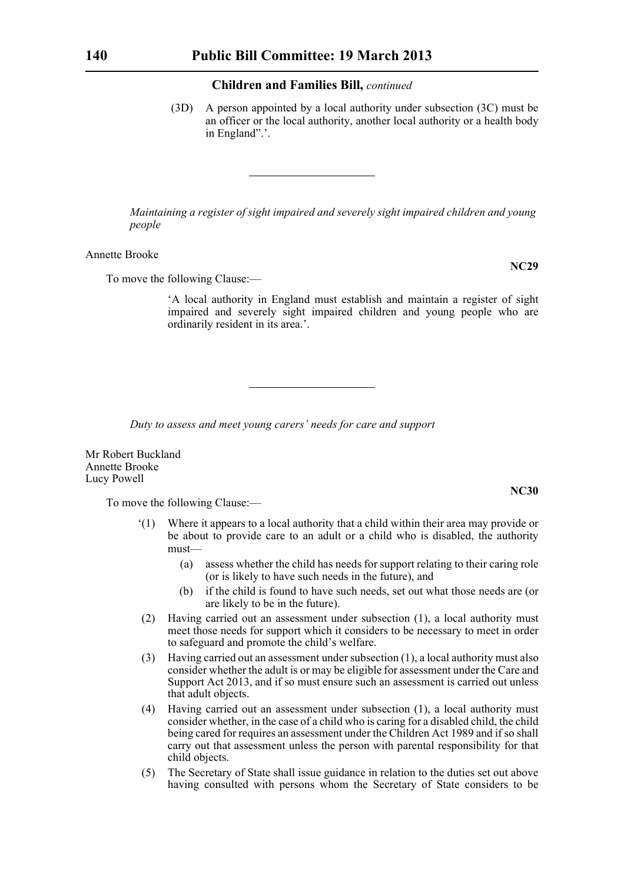**Children and Families Bill,** *continued*

(3D) A person appointed by a local authority under subsection (3C) must be an officer or the local authority, another local authority or a health body in England".'.

---

*Maintaining a register of sight impaired and severely sight impaired children and young people*

Annette Brooke

**NC29**

To move the following Clause:—

'A local authority in England must establish and maintain a register of sight impaired and severely sight impaired children and young people who are ordinarily resident in its area.'.

---

*Duty to assess and meet young carers' needs for care and support*

Mr Robert Buckland
Annette Brooke
Lucy Powell

**NC30**

To move the following Clause:—

'(1) Where it appears to a local authority that a child within their area may provide or be about to provide care to an adult or a child who is disabled, the authority must—

(a) assess whether the child has needs for support relating to their caring role (or is likely to have such needs in the future), and

(b) if the child is found to have such needs, set out what those needs are (or are likely to be in the future).

(2) Having carried out an assessment under subsection (1), a local authority must meet those needs for support which it considers to be necessary to meet in order to safeguard and promote the child's welfare.

(3) Having carried out an assessment under subsection (1), a local authority must also consider whether the adult is or may be eligible for assessment under the Care and Support Act 2013, and if so must ensure such an assessment is carried out unless that adult objects.

(4) Having carried out an assessment under subsection (1), a local authority must consider whether, in the case of a child who is caring for a disabled child, the child being cared for requires an assessment under the Children Act 1989 and if so shall carry out that assessment unless the person with parental responsibility for that child objects.

(5) The Secretary of State shall issue guidance in relation to the duties set out above having consulted with persons whom the Secretary of State considers to be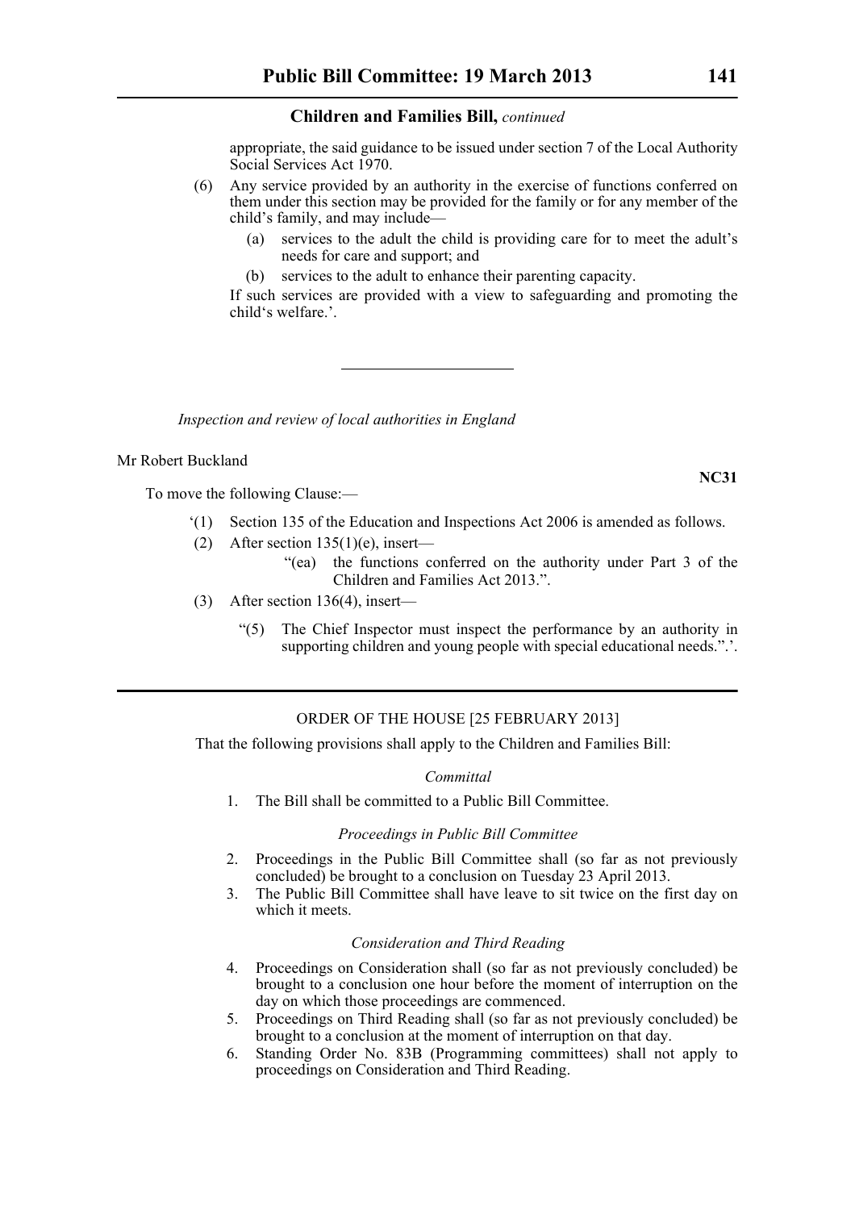appropriate, the said guidance to be issued under section 7 of the Local Authority Social Services Act 1970.

(6) Any service provided by an authority in the exercise of functions conferred on them under this section may be provided for the family or for any member of the child's family, and may include—

(a) services to the adult the child is providing care for to meet the adult's needs for care and support; and

(b) services to the adult to enhance their parenting capacity.

If such services are provided with a view to safeguarding and promoting the child's welfare.'.

---

*Inspection and review of local authorities in England*

Mr Robert Buckland

**NC31**

To move the following Clause:—

'(1) Section 135 of the Education and Inspections Act 2006 is amended as follows.

(2) After section 135(1)(e), insert—

"(ea) the functions conferred on the authority under Part 3 of the Children and Families Act 2013.".

(3) After section 136(4), insert—

"(5) The Chief Inspector must inspect the performance by an authority in supporting children and young people with special educational needs.".'.

---

ORDER OF THE HOUSE [25 FEBRUARY 2013]

That the following provisions shall apply to the Children and Families Bill:

*Committal*

1. The Bill shall be committed to a Public Bill Committee.

*Proceedings in Public Bill Committee*

2. Proceedings in the Public Bill Committee shall (so far as not previously concluded) be brought to a conclusion on Tuesday 23 April 2013.
3. The Public Bill Committee shall have leave to sit twice on the first day on which it meets.

*Consideration and Third Reading*

4. Proceedings on Consideration shall (so far as not previously concluded) be brought to a conclusion one hour before the moment of interruption on the day on which those proceedings are commenced.
5. Proceedings on Third Reading shall (so far as not previously concluded) be brought to a conclusion at the moment of interruption on that day.
6. Standing Order No. 83B (Programming committees) shall not apply to proceedings on Consideration and Third Reading.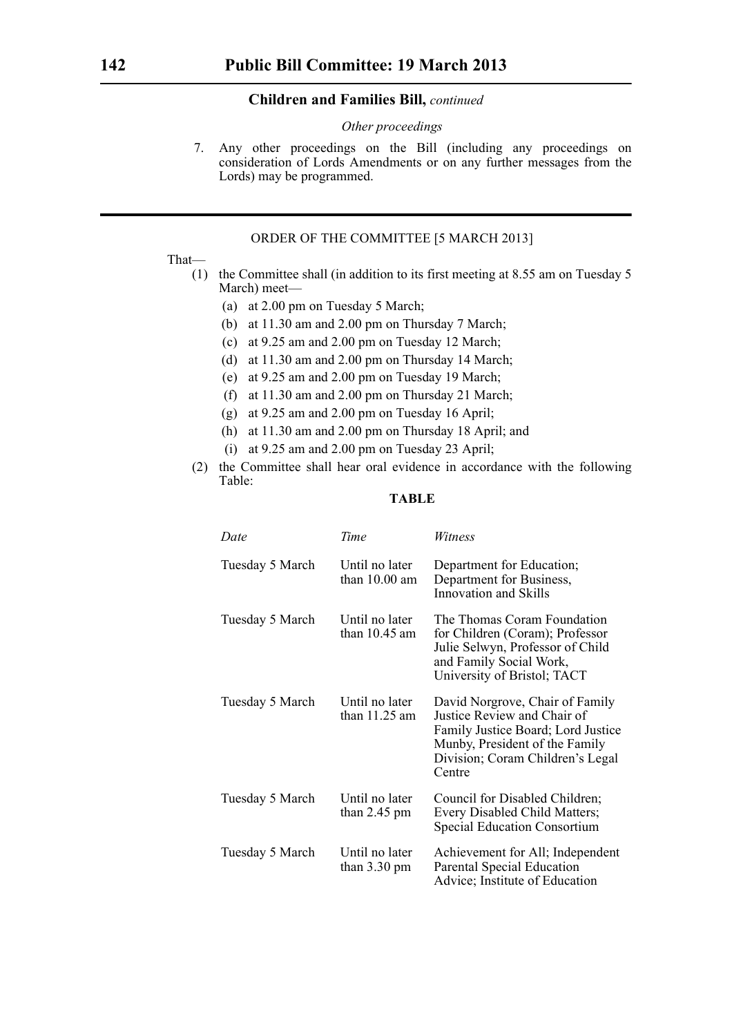**Children and Families Bill,** *continued*

*Other proceedings*

7. Any other proceedings on the Bill (including any proceedings on consideration of Lords Amendments or on any further messages from the Lords) may be programmed.

---

ORDER OF THE COMMITTEE [5 MARCH 2013]

That—

(1) the Committee shall (in addition to its first meeting at 8.55 am on Tuesday 5 March) meet—

 (a) at 2.00 pm on Tuesday 5 March;

 (b) at 11.30 am and 2.00 pm on Thursday 7 March;

 (c) at 9.25 am and 2.00 pm on Tuesday 12 March;

 (d) at 11.30 am and 2.00 pm on Thursday 14 March;

 (e) at 9.25 am and 2.00 pm on Tuesday 19 March;

 (f) at 11.30 am and 2.00 pm on Thursday 21 March;

 (g) at 9.25 am and 2.00 pm on Tuesday 16 April;

 (h) at 11.30 am and 2.00 pm on Thursday 18 April; and

 (i) at 9.25 am and 2.00 pm on Tuesday 23 April;

(2) the Committee shall hear oral evidence in accordance with the following Table:

**TABLE**

| *Date* | *Time* | *Witness* |
|---|---|---|
| Tuesday 5 March | Until no later than 10.00 am | Department for Education; Department for Business, Innovation and Skills |
| Tuesday 5 March | Until no later than 10.45 am | The Thomas Coram Foundation for Children (Coram); Professor Julie Selwyn, Professor of Child and Family Social Work, University of Bristol; TACT |
| Tuesday 5 March | Until no later than 11.25 am | David Norgrove, Chair of Family Justice Review and Chair of Family Justice Board; Lord Justice Munby, President of the Family Division; Coram Children's Legal Centre |
| Tuesday 5 March | Until no later than 2.45 pm | Council for Disabled Children; Every Disabled Child Matters; Special Education Consortium |
| Tuesday 5 March | Until no later than 3.30 pm | Achievement for All; Independent Parental Special Education Advice; Institute of Education |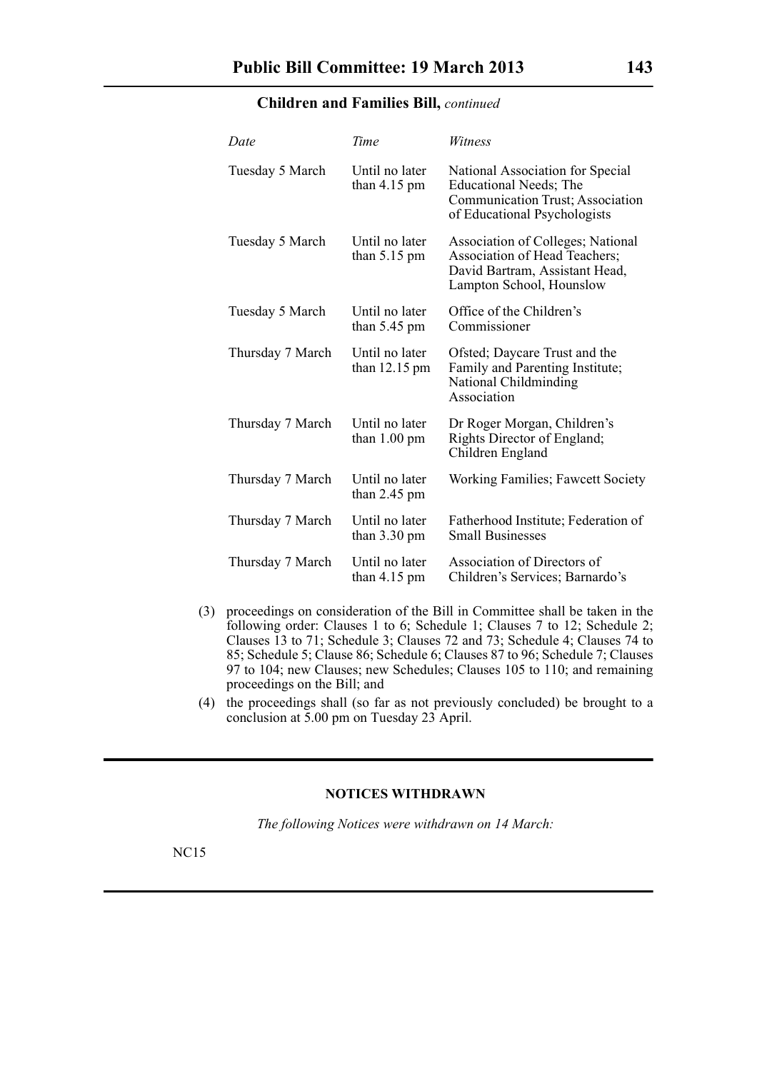**Children and Families Bill,** *continued*

| *Date* | *Time* | *Witness* |
| --- | --- | --- |
| Tuesday 5 March | Until no later than 4.15 pm | National Association for Special Educational Needs; The Communication Trust; Association of Educational Psychologists |
| Tuesday 5 March | Until no later than 5.15 pm | Association of Colleges; National Association of Head Teachers; David Bartram, Assistant Head, Lampton School, Hounslow |
| Tuesday 5 March | Until no later than 5.45 pm | Office of the Children's Commissioner |
| Thursday 7 March | Until no later than 12.15 pm | Ofsted; Daycare Trust and the Family and Parenting Institute; National Childminding Association |
| Thursday 7 March | Until no later than 1.00 pm | Dr Roger Morgan, Children's Rights Director of England; Children England |
| Thursday 7 March | Until no later than 2.45 pm | Working Families; Fawcett Society |
| Thursday 7 March | Until no later than 3.30 pm | Fatherhood Institute; Federation of Small Businesses |
| Thursday 7 March | Until no later than 4.15 pm | Association of Directors of Children's Services; Barnardo's |

(3) proceedings on consideration of the Bill in Committee shall be taken in the following order: Clauses 1 to 6; Schedule 1; Clauses 7 to 12; Schedule 2; Clauses 13 to 71; Schedule 3; Clauses 72 and 73; Schedule 4; Clauses 74 to 85; Schedule 5; Clause 86; Schedule 6; Clauses 87 to 96; Schedule 7; Clauses 97 to 104; new Clauses; new Schedules; Clauses 105 to 110; and remaining proceedings on the Bill; and

(4) the proceedings shall (so far as not previously concluded) be brought to a conclusion at 5.00 pm on Tuesday 23 April.

---

**NOTICES WITHDRAWN**

*The following Notices were withdrawn on 14 March:*

NC15